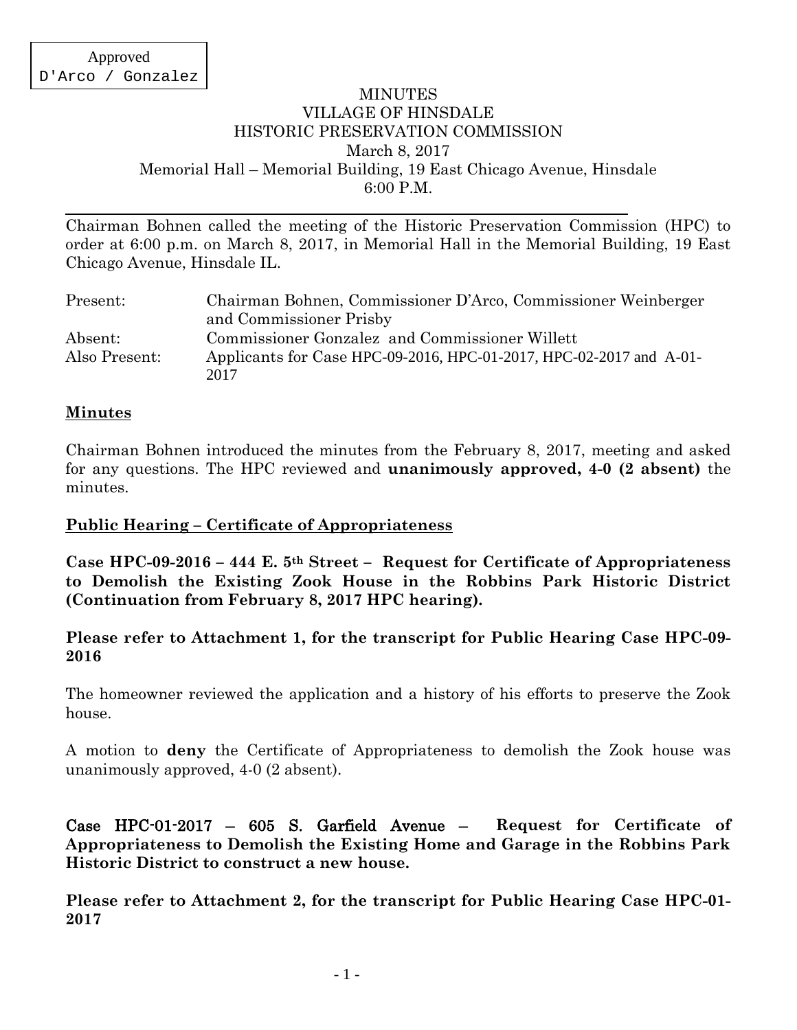Approved
D'Arco / Gonzalez

# MINUTES
## VILLAGE OF HINSDALE
## HISTORIC PRESERVATION COMMISSION

March 8, 2017
Memorial Hall – Memorial Building, 19 East Chicago Avenue, Hinsdale
6:00 P.M.

---

Chairman Bohnen called the meeting of the Historic Preservation Commission (HPC) to order at 6:00 p.m. on March 8, 2017, in Memorial Hall in the Memorial Building, 19 East Chicago Avenue, Hinsdale IL.

| | |
|---|---|
| Present: | Chairman Bohnen, Commissioner D'Arco, Commissioner Weinberger and Commissioner Prisby |
| Absent: | Commissioner Gonzalez and Commissioner Willett |
| Also Present: | Applicants for Case HPC-09-2016, HPC-01-2017, HPC-02-2017 and A-01-2017 |

**Minutes**

Chairman Bohnen introduced the minutes from the February 8, 2017, meeting and asked for any questions. The HPC reviewed and **unanimously approved, 4-0 (2 absent)** the minutes.

**Public Hearing – Certificate of Appropriateness**

**Case HPC-09-2016 – 444 E. 5th Street – Request for Certificate of Appropriateness to Demolish the Existing Zook House in the Robbins Park Historic District (Continuation from February 8, 2017 HPC hearing).**

**Please refer to Attachment 1, for the transcript for Public Hearing Case HPC-09-2016**

The homeowner reviewed the application and a history of his efforts to preserve the Zook house.

A motion to **deny** the Certificate of Appropriateness to demolish the Zook house was unanimously approved, 4-0 (2 absent).

**Case HPC-01-2017 – 605 S. Garfield Avenue – Request for Certificate of Appropriateness to Demolish the Existing Home and Garage in the Robbins Park Historic District to construct a new house.**

**Please refer to Attachment 2, for the transcript for Public Hearing Case HPC-01-2017**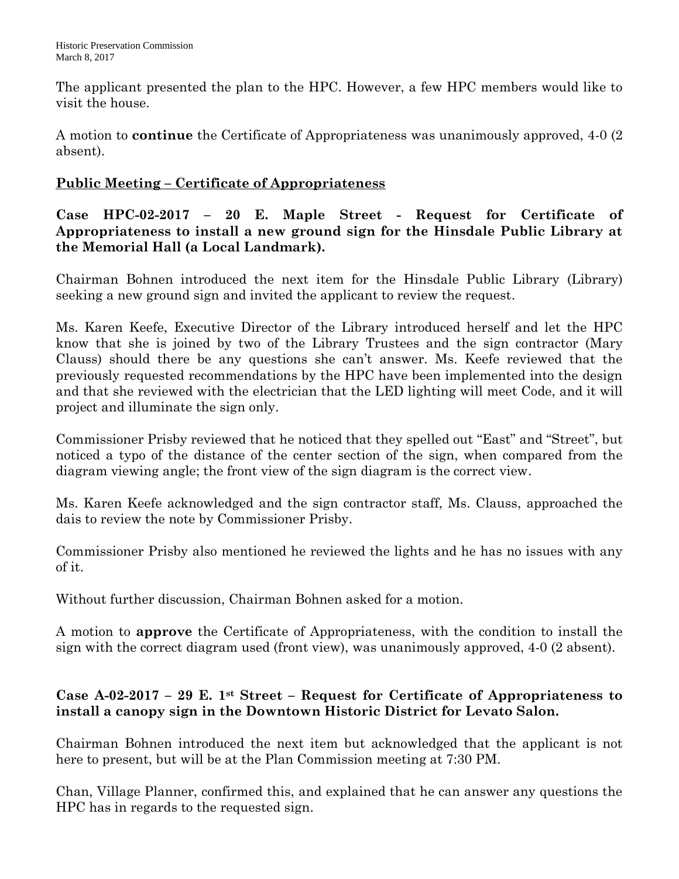The applicant presented the plan to the HPC. However, a few HPC members would like to visit the house.

A motion to **continue** the Certificate of Appropriateness was unanimously approved, 4-0 (2 absent).

## Public Meeting – Certificate of Appropriateness

**Case HPC-02-2017 – 20 E. Maple Street - Request for Certificate of Appropriateness to install a new ground sign for the Hinsdale Public Library at the Memorial Hall (a Local Landmark).**

Chairman Bohnen introduced the next item for the Hinsdale Public Library (Library) seeking a new ground sign and invited the applicant to review the request.

Ms. Karen Keefe, Executive Director of the Library introduced herself and let the HPC know that she is joined by two of the Library Trustees and the sign contractor (Mary Clauss) should there be any questions she can't answer. Ms. Keefe reviewed that the previously requested recommendations by the HPC have been implemented into the design and that she reviewed with the electrician that the LED lighting will meet Code, and it will project and illuminate the sign only.

Commissioner Prisby reviewed that he noticed that they spelled out "East" and "Street", but noticed a typo of the distance of the center section of the sign, when compared from the diagram viewing angle; the front view of the sign diagram is the correct view.

Ms. Karen Keefe acknowledged and the sign contractor staff, Ms. Clauss, approached the dais to review the note by Commissioner Prisby.

Commissioner Prisby also mentioned he reviewed the lights and he has no issues with any of it.

Without further discussion, Chairman Bohnen asked for a motion.

A motion to **approve** the Certificate of Appropriateness, with the condition to install the sign with the correct diagram used (front view), was unanimously approved, 4-0 (2 absent).

**Case A-02-2017 – 29 E. 1st Street – Request for Certificate of Appropriateness to install a canopy sign in the Downtown Historic District for Levato Salon.**

Chairman Bohnen introduced the next item but acknowledged that the applicant is not here to present, but will be at the Plan Commission meeting at 7:30 PM.

Chan, Village Planner, confirmed this, and explained that he can answer any questions the HPC has in regards to the requested sign.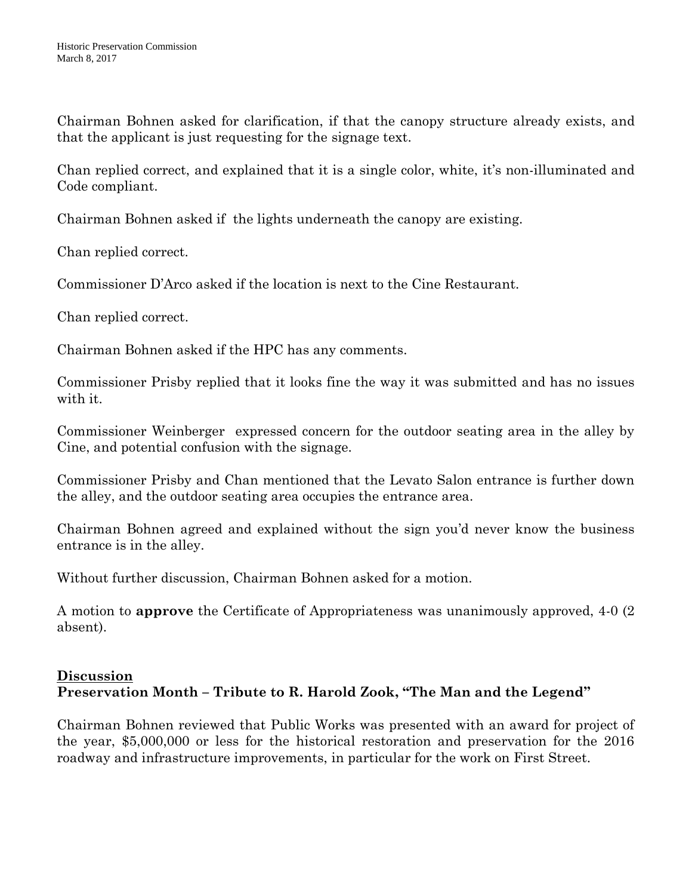Chairman Bohnen asked for clarification, if that the canopy structure already exists, and that the applicant is just requesting for the signage text.

Chan replied correct, and explained that it is a single color, white, it's non-illuminated and Code compliant.

Chairman Bohnen asked if the lights underneath the canopy are existing.

Chan replied correct.

Commissioner D'Arco asked if the location is next to the Cine Restaurant.

Chan replied correct.

Chairman Bohnen asked if the HPC has any comments.

Commissioner Prisby replied that it looks fine the way it was submitted and has no issues with it.

Commissioner Weinberger expressed concern for the outdoor seating area in the alley by Cine, and potential confusion with the signage.

Commissioner Prisby and Chan mentioned that the Levato Salon entrance is further down the alley, and the outdoor seating area occupies the entrance area.

Chairman Bohnen agreed and explained without the sign you'd never know the business entrance is in the alley.

Without further discussion, Chairman Bohnen asked for a motion.

A motion to **approve** the Certificate of Appropriateness was unanimously approved, 4-0 (2 absent).

## Discussion

### Preservation Month – Tribute to R. Harold Zook, "The Man and the Legend"

Chairman Bohnen reviewed that Public Works was presented with an award for project of the year, $5,000,000 or less for the historical restoration and preservation for the 2016 roadway and infrastructure improvements, in particular for the work on First Street.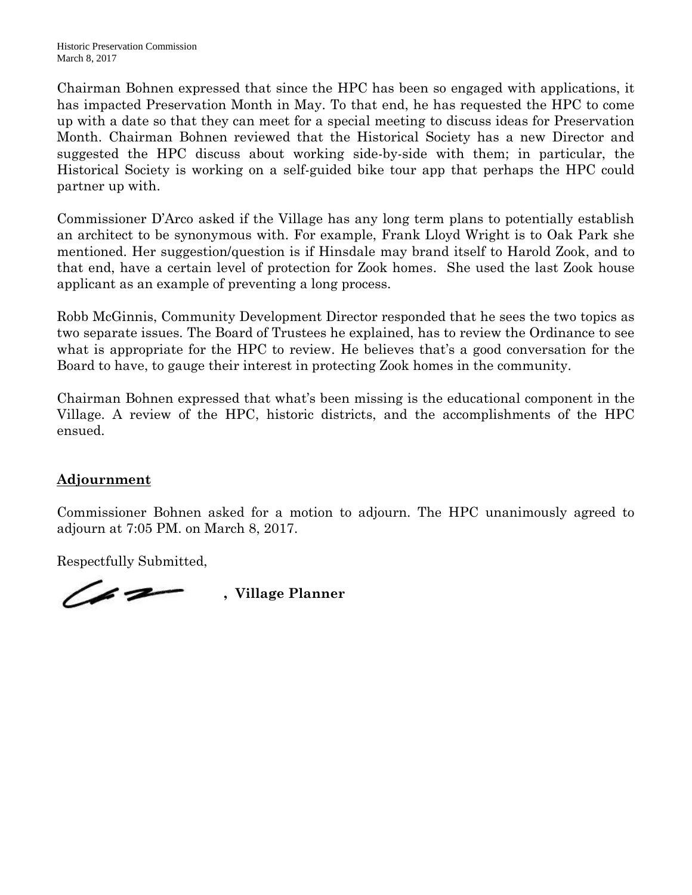Chairman Bohnen expressed that since the HPC has been so engaged with applications, it has impacted Preservation Month in May. To that end, he has requested the HPC to come up with a date so that they can meet for a special meeting to discuss ideas for Preservation Month. Chairman Bohnen reviewed that the Historical Society has a new Director and suggested the HPC discuss about working side-by-side with them; in particular, the Historical Society is working on a self-guided bike tour app that perhaps the HPC could partner up with.

Commissioner D'Arco asked if the Village has any long term plans to potentially establish an architect to be synonymous with. For example, Frank Lloyd Wright is to Oak Park she mentioned. Her suggestion/question is if Hinsdale may brand itself to Harold Zook, and to that end, have a certain level of protection for Zook homes. She used the last Zook house applicant as an example of preventing a long process.

Robb McGinnis, Community Development Director responded that he sees the two topics as two separate issues. The Board of Trustees he explained, has to review the Ordinance to see what is appropriate for the HPC to review. He believes that's a good conversation for the Board to have, to gauge their interest in protecting Zook homes in the community.

Chairman Bohnen expressed that what's been missing is the educational component in the Village. A review of the HPC, historic districts, and the accomplishments of the HPC ensued.

## Adjournment

Commissioner Bohnen asked for a motion to adjourn. The HPC unanimously agreed to adjourn at 7:05 PM. on March 8, 2017.

Respectfully Submitted,

**, Village Planner**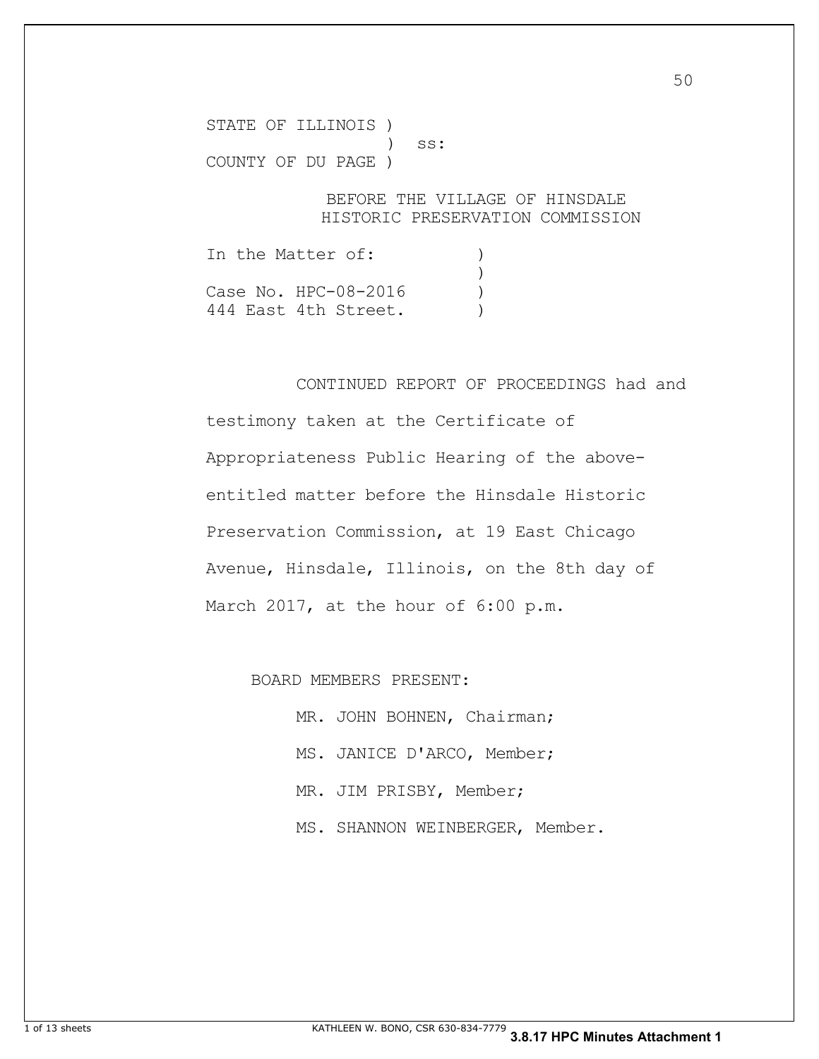STATE OF ILLINOIS )
) ss:
COUNTY OF DU PAGE )

BEFORE THE VILLAGE OF HINSDALE
HISTORIC PRESERVATION COMMISSION

In the Matter of: )
)
Case No. HPC-08-2016 )
444 East 4th Street. )

CONTINUED REPORT OF PROCEEDINGS had and testimony taken at the Certificate of Appropriateness Public Hearing of the above-entitled matter before the Hinsdale Historic Preservation Commission, at 19 East Chicago Avenue, Hinsdale, Illinois, on the 8th day of March 2017, at the hour of 6:00 p.m.

BOARD MEMBERS PRESENT:

MR. JOHN BOHNEN, Chairman;

MS. JANICE D'ARCO, Member;

MR. JIM PRISBY, Member;

MS. SHANNON WEINBERGER, Member.

KATHLEEN W. BONO, CSR 630-834-7779

**3.8.17 HPC Minutes Attachment 1**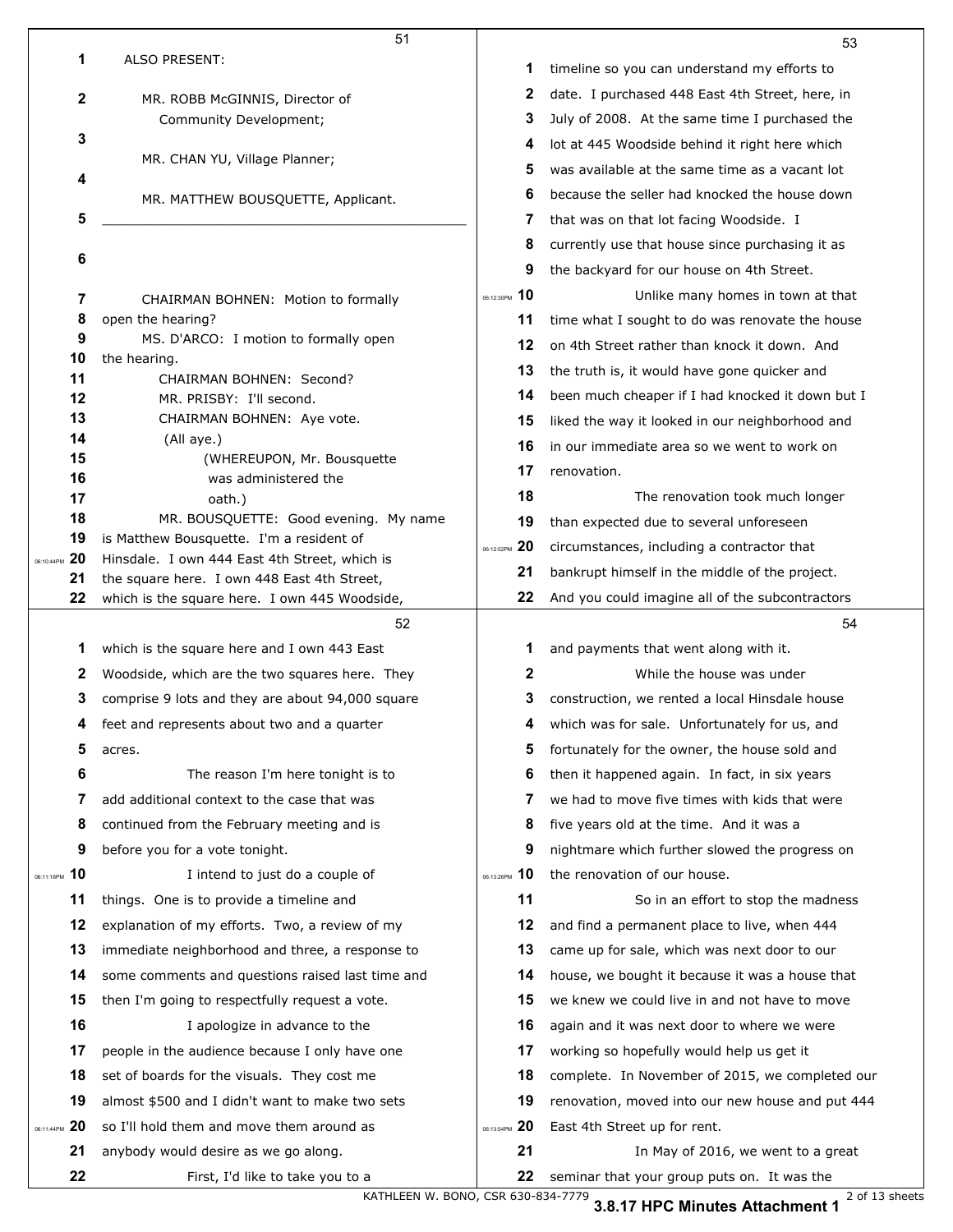ALSO PRESENT:

MR. ROBB McGINNIS, Director of Community Development;

MR. CHAN YU, Village Planner;

MR. MATTHEW BOUSQUETTE, Applicant.

---

CHAIRMAN BOHNEN: Motion to formally open the hearing?

MS. D'ARCO: I motion to formally open the hearing.

CHAIRMAN BOHNEN: Second?

MR. PRISBY: I'll second.

CHAIRMAN BOHNEN: Aye vote.

(All aye.)

(WHEREUPON, Mr. Bousquette was administered the oath.)

MR. BOUSQUETTE: Good evening. My name is Matthew Bousquette. I'm a resident of Hinsdale. I own 444 East 4th Street, which is the square here. I own 448 East 4th Street, which is the square here. I own 445 Woodside, which is the square here and I own 443 East Woodside, which are the two squares here. They comprise 9 lots and they are about 94,000 square feet and represents about two and a quarter acres.

The reason I'm here tonight is to add additional context to the case that was continued from the February meeting and is before you for a vote tonight.

I intend to just do a couple of things. One is to provide a timeline and explanation of my efforts. Two, a review of my immediate neighborhood and three, a response to some comments and questions raised last time and then I'm going to respectfully request a vote.

I apologize in advance to the people in the audience because I only have one set of boards for the visuals. They cost me almost $500 and I didn't want to make two sets so I'll hold them and move them around as anybody would desire as we go along.

First, I'd like to take you to a timeline so you can understand my efforts to date. I purchased 448 East 4th Street, here, in July of 2008. At the same time I purchased the lot at 445 Woodside behind it right here which was available at the same time as a vacant lot because the seller had knocked the house down that was on that lot facing Woodside. I currently use that house since purchasing it as the backyard for our house on 4th Street.

Unlike many homes in town at that time what I sought to do was renovate the house on 4th Street rather than knock it down. And the truth is, it would have gone quicker and been much cheaper if I had knocked it down but I liked the way it looked in our neighborhood and in our immediate area so we went to work on renovation.

The renovation took much longer than expected due to several unforeseen circumstances, including a contractor that bankrupt himself in the middle of the project. And you could imagine all of the subcontractors and payments that went along with it.

While the house was under construction, we rented a local Hinsdale house which was for sale. Unfortunately for us, and fortunately for the owner, the house sold and then it happened again. In fact, in six years we had to move five times with kids that were five years old at the time. And it was a nightmare which further slowed the progress on the renovation of our house.

So in an effort to stop the madness and find a permanent place to live, when 444 came up for sale, which was next door to our house, we bought it because it was a house that we knew we could live in and not have to move again and it was next door to where we were working so hopefully would help us get it complete. In November of 2015, we completed our renovation, moved into our new house and put 444 East 4th Street up for rent.

In May of 2016, we went to a great seminar that your group puts on. It was the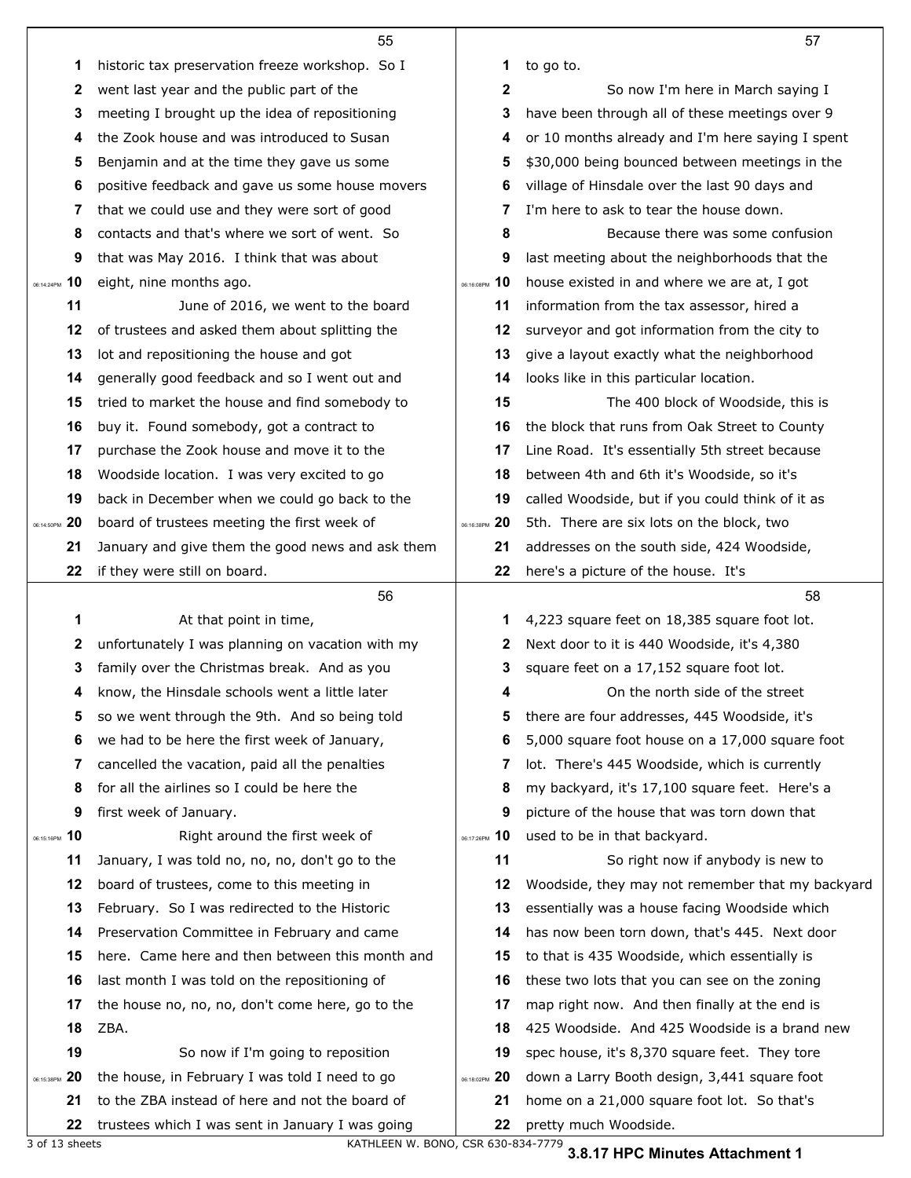55

historic tax preservation freeze workshop. So I went last year and the public part of the meeting I brought up the idea of repositioning the Zook house and was introduced to Susan Benjamin and at the time they gave us some positive feedback and gave us some house movers that we could use and they were sort of good contacts and that's where we sort of went. So that was May 2016. I think that was about eight, nine months ago.

June of 2016, we went to the board of trustees and asked them about splitting the lot and repositioning the house and got generally good feedback and so I went out and tried to market the house and find somebody to buy it. Found somebody, got a contract to purchase the Zook house and move it to the Woodside location. I was very excited to go back in December when we could go back to the board of trustees meeting the first week of January and give them the good news and ask them if they were still on board.

56

At that point in time, unfortunately I was planning on vacation with my family over the Christmas break. And as you know, the Hinsdale schools went a little later so we went through the 9th. And so being told we had to be here the first week of January, cancelled the vacation, paid all the penalties for all the airlines so I could be here the first week of January.

Right around the first week of January, I was told no, no, no, don't go to the board of trustees, come to this meeting in February. So I was redirected to the Historic Preservation Committee in February and came here. Came here and then between this month and last month I was told on the repositioning of the house no, no, no, don't come here, go to the ZBA.

So now if I'm going to reposition the house, in February I was told I need to go to the ZBA instead of here and not the board of trustees which I was sent in January I was going

57

to go to.

So now I'm here in March saying I have been through all of these meetings over 9 or 10 months already and I'm here saying I spent $30,000 being bounced between meetings in the village of Hinsdale over the last 90 days and I'm here to ask to tear the house down.

Because there was some confusion last meeting about the neighborhoods that the house existed in and where we are at, I got information from the tax assessor, hired a surveyor and got information from the city to give a layout exactly what the neighborhood looks like in this particular location.

The 400 block of Woodside, this is the block that runs from Oak Street to County Line Road. It's essentially 5th street because between 4th and 6th it's Woodside, so it's called Woodside, but if you could think of it as 5th. There are six lots on the block, two addresses on the south side, 424 Woodside, here's a picture of the house. It's

58

4,223 square feet on 18,385 square foot lot. Next door to it is 440 Woodside, it's 4,380 square feet on a 17,152 square foot lot.

On the north side of the street there are four addresses, 445 Woodside, it's 5,000 square foot house on a 17,000 square foot lot. There's 445 Woodside, which is currently my backyard, it's 17,100 square feet. Here's a picture of the house that was torn down that used to be in that backyard.

So right now if anybody is new to Woodside, they may not remember that my backyard essentially was a house facing Woodside which has now been torn down, that's 445. Next door to that is 435 Woodside, which essentially is these two lots that you can see on the zoning map right now. And then finally at the end is 425 Woodside. And 425 Woodside is a brand new spec house, it's 8,370 square feet. They tore down a Larry Booth design, 3,441 square foot home on a 21,000 square foot lot. So that's pretty much Woodside.

KATHLEEN W. BONO, CSR 630-834-7779

**3.8.17 HPC Minutes Attachment 1**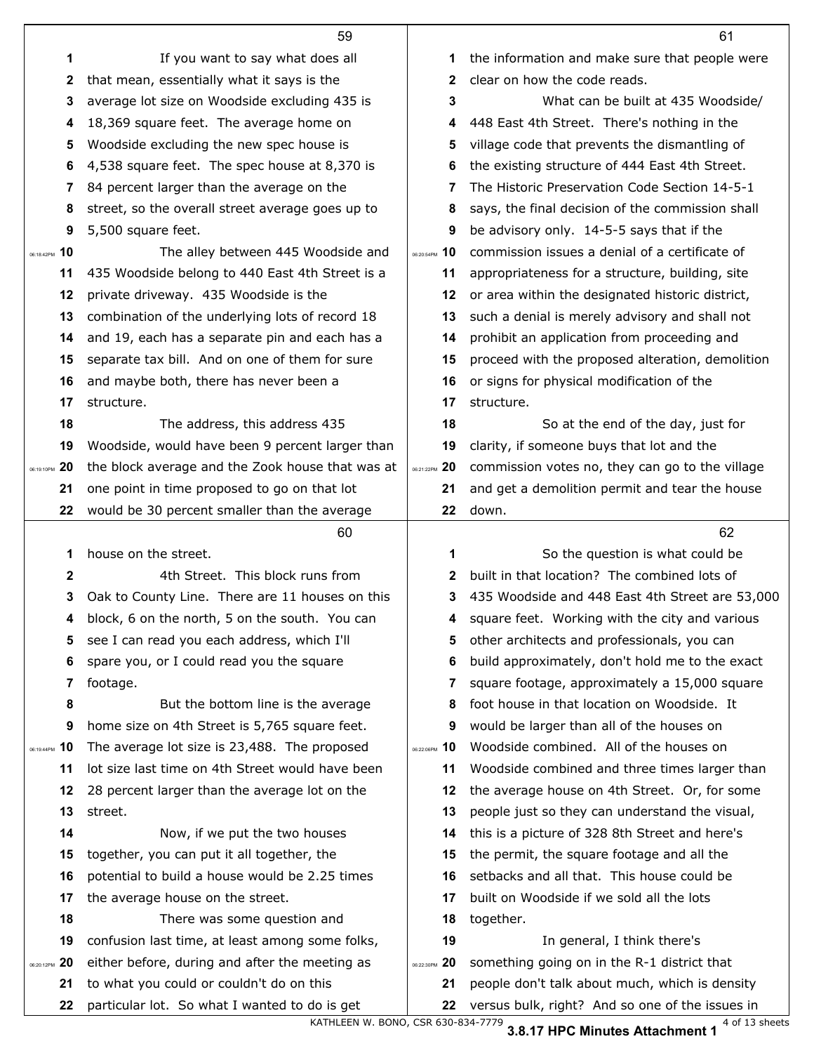59

If you want to say what does all that mean, essentially what it says is the average lot size on Woodside excluding 435 is 18,369 square feet. The average home on Woodside excluding the new spec house is 4,538 square feet. The spec house at 8,370 is 84 percent larger than the average on the street, so the overall street average goes up to 5,500 square feet.

The alley between 445 Woodside and 435 Woodside belong to 440 East 4th Street is a private driveway. 435 Woodside is the combination of the underlying lots of record 18 and 19, each has a separate pin and each has a separate tax bill. And on one of them for sure and maybe both, there has never been a structure.

The address, this address 435 Woodside, would have been 9 percent larger than the block average and the Zook house that was at one point in time proposed to go on that lot would be 30 percent smaller than the average

60

house on the street.

4th Street. This block runs from Oak to County Line. There are 11 houses on this block, 6 on the north, 5 on the south. You can see I can read you each address, which I'll spare you, or I could read you the square footage.

But the bottom line is the average home size on 4th Street is 5,765 square feet. The average lot size is 23,488. The proposed lot size last time on 4th Street would have been 28 percent larger than the average lot on the street.

Now, if we put the two houses together, you can put it all together, the potential to build a house would be 2.25 times the average house on the street.

There was some question and confusion last time, at least among some folks, either before, during and after the meeting as to what you could or couldn't do on this particular lot. So what I wanted to do is get

61

the information and make sure that people were clear on how the code reads.

What can be built at 435 Woodside/ 448 East 4th Street. There's nothing in the village code that prevents the dismantling of the existing structure of 444 East 4th Street. The Historic Preservation Code Section 14-5-1 says, the final decision of the commission shall be advisory only. 14-5-5 says that if the commission issues a denial of a certificate of appropriateness for a structure, building, site or area within the designated historic district, such a denial is merely advisory and shall not prohibit an application from proceeding and proceed with the proposed alteration, demolition or signs for physical modification of the structure.

So at the end of the day, just for clarity, if someone buys that lot and the commission votes no, they can go to the village and get a demolition permit and tear the house down.

62

So the question is what could be built in that location? The combined lots of 435 Woodside and 448 East 4th Street are 53,000 square feet. Working with the city and various other architects and professionals, you can build approximately, don't hold me to the exact square footage, approximately a 15,000 square foot house in that location on Woodside. It would be larger than all of the houses on Woodside combined. All of the houses on Woodside combined and three times larger than the average house on 4th Street. Or, for some people just so they can understand the visual, this is a picture of 328 8th Street and here's the permit, the square footage and all the setbacks and all that. This house could be built on Woodside if we sold all the lots together.

In general, I think there's something going on in the R-1 district that people don't talk about much, which is density versus bulk, right? And so one of the issues in

KATHLEEN W. BONO, CSR 630-834-7779

3.8.17 HPC Minutes Attachment 1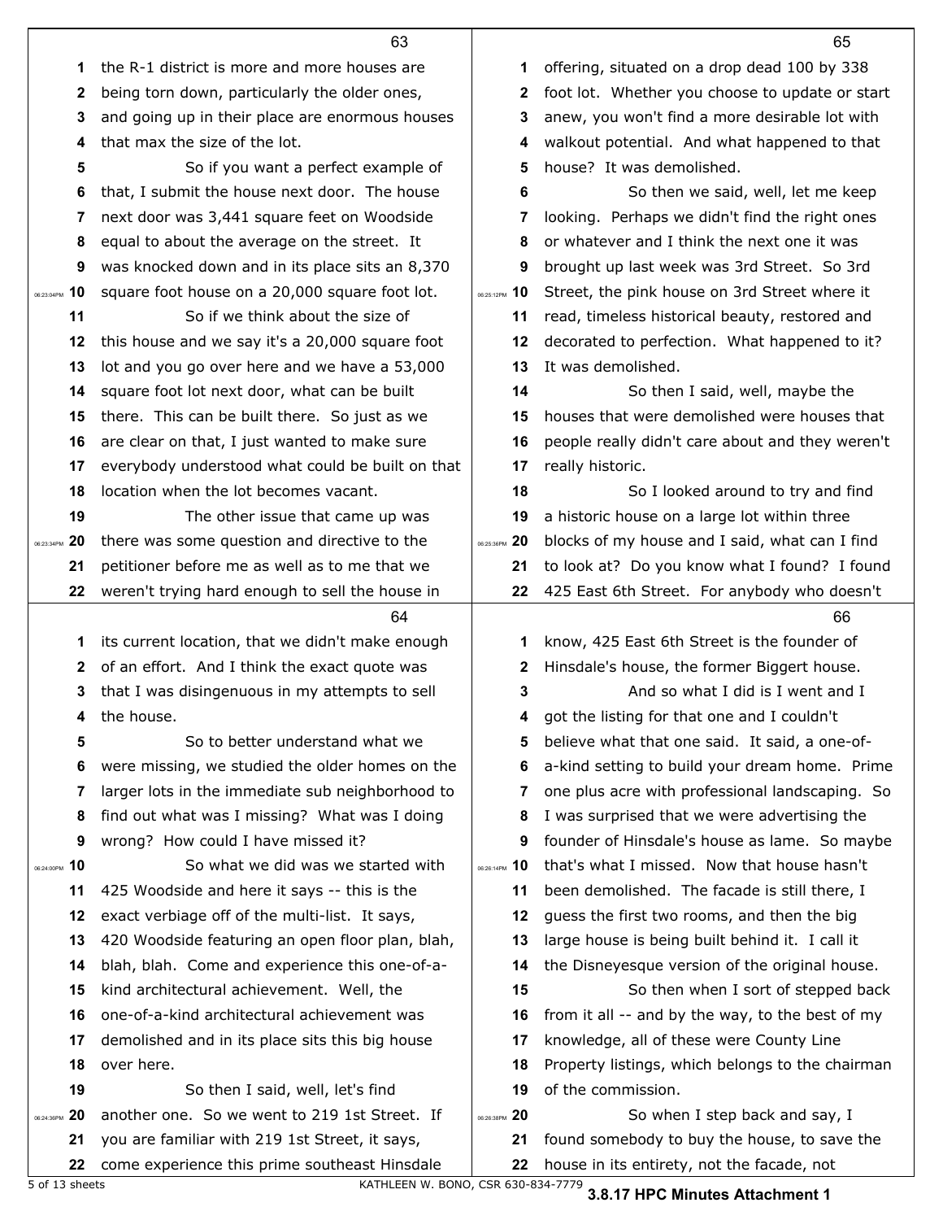the R-1 district is more and more houses are being torn down, particularly the older ones, and going up in their place are enormous houses that max the size of the lot.

So if you want a perfect example of that, I submit the house next door. The house next door was 3,441 square feet on Woodside equal to about the average on the street. It was knocked down and in its place sits an 8,370 square foot house on a 20,000 square foot lot.

So if we think about the size of this house and we say it's a 20,000 square foot lot and you go over here and we have a 53,000 square foot lot next door, what can be built there. This can be built there. So just as we are clear on that, I just wanted to make sure everybody understood what could be built on that location when the lot becomes vacant.

The other issue that came up was there was some question and directive to the petitioner before me as well as to me that we weren't trying hard enough to sell the house in its current location, that we didn't make enough of an effort. And I think the exact quote was that I was disingenuous in my attempts to sell the house.

So to better understand what we were missing, we studied the older homes on the larger lots in the immediate sub neighborhood to find out what was I missing? What was I doing wrong? How could I have missed it?

So what we did was we started with 425 Woodside and here it says -- this is the exact verbiage off of the multi-list. It says, 420 Woodside featuring an open floor plan, blah, blah, blah. Come and experience this one-of-a-kind architectural achievement. Well, the one-of-a-kind architectural achievement was demolished and in its place sits this big house over here.

So then I said, well, let's find another one. So we went to 219 1st Street. If you are familiar with 219 1st Street, it says, come experience this prime southeast Hinsdale offering, situated on a drop dead 100 by 338 foot lot. Whether you choose to update or start anew, you won't find a more desirable lot with walkout potential. And what happened to that house? It was demolished.

So then we said, well, let me keep looking. Perhaps we didn't find the right ones or whatever and I think the next one it was brought up last week was 3rd Street. So 3rd Street, the pink house on 3rd Street where it read, timeless historical beauty, restored and decorated to perfection. What happened to it? It was demolished.

So then I said, well, maybe the houses that were demolished were houses that people really didn't care about and they weren't really historic.

So I looked around to try and find a historic house on a large lot within three blocks of my house and I said, what can I find to look at? Do you know what I found? I found 425 East 6th Street. For anybody who doesn't know, 425 East 6th Street is the founder of Hinsdale's house, the former Biggert house.

And so what I did is I went and I got the listing for that one and I couldn't believe what that one said. It said, a one-of-a-kind setting to build your dream home. Prime one plus acre with professional landscaping. So I was surprised that we were advertising the founder of Hinsdale's house as lame. So maybe that's what I missed. Now that house hasn't been demolished. The facade is still there, I guess the first two rooms, and then the big large house is being built behind it. I call it the Disneyesque version of the original house.

So then when I sort of stepped back from it all -- and by the way, to the best of my knowledge, all of these were County Line Property listings, which belongs to the chairman of the commission.

So when I step back and say, I found somebody to buy the house, to save the house in its entirety, not the facade, not

3.8.17 HPC Minutes Attachment 1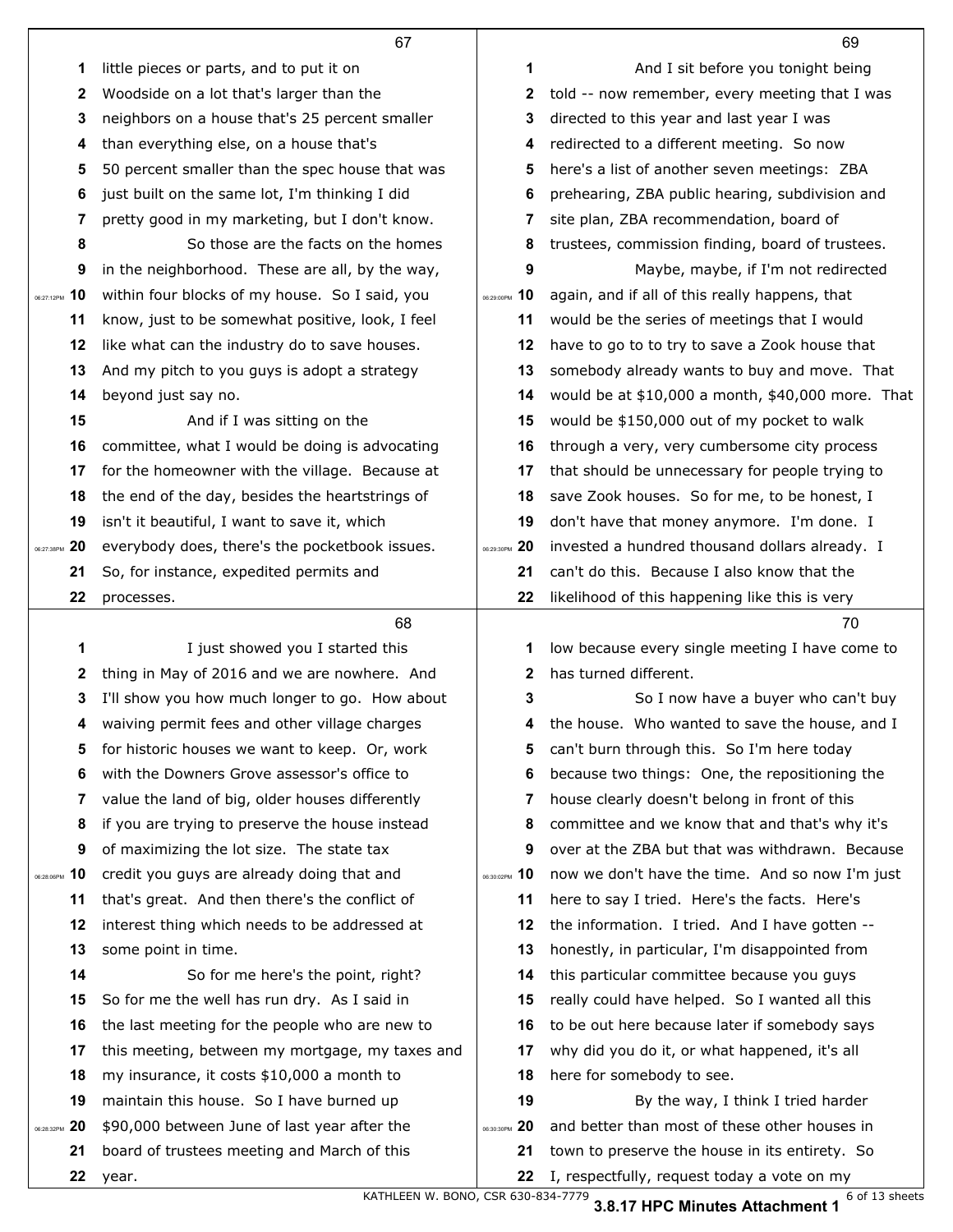little pieces or parts, and to put it on Woodside on a lot that's larger than the neighbors on a house that's 25 percent smaller than everything else, on a house that's 50 percent smaller than the spec house that was just built on the same lot, I'm thinking I did pretty good in my marketing, but I don't know.

So those are the facts on the homes in the neighborhood. These are all, by the way, within four blocks of my house. So I said, you know, just to be somewhat positive, look, I feel like what can the industry do to save houses. And my pitch to you guys is adopt a strategy beyond just say no.

And if I was sitting on the committee, what I would be doing is advocating for the homeowner with the village. Because at the end of the day, besides the heartstrings of isn't it beautiful, I want to save it, which everybody does, there's the pocketbook issues. So, for instance, expedited permits and processes.

I just showed you I started this thing in May of 2016 and we are nowhere. And I'll show you how much longer to go. How about waiving permit fees and other village charges for historic houses we want to keep. Or, work with the Downers Grove assessor's office to value the land of big, older houses differently if you are trying to preserve the house instead of maximizing the lot size. The state tax credit you guys are already doing that and that's great. And then there's the conflict of interest thing which needs to be addressed at some point in time.

So for me here's the point, right? So for me the well has run dry. As I said in the last meeting for the people who are new to this meeting, between my mortgage, my taxes and my insurance, it costs $10,000 a month to maintain this house. So I have burned up $90,000 between June of last year after the board of trustees meeting and March of this year.

And I sit before you tonight being told -- now remember, every meeting that I was directed to this year and last year I was redirected to a different meeting. So now here's a list of another seven meetings: ZBA prehearing, ZBA public hearing, subdivision and site plan, ZBA recommendation, board of trustees, commission finding, board of trustees.

Maybe, maybe, if I'm not redirected again, and if all of this really happens, that would be the series of meetings that I would have to go to to try to save a Zook house that somebody already wants to buy and move. That would be at $10,000 a month, $40,000 more. That would be $150,000 out of my pocket to walk through a very, very cumbersome city process that should be unnecessary for people trying to save Zook houses. So for me, to be honest, I don't have that money anymore. I'm done. I invested a hundred thousand dollars already. I can't do this. Because I also know that the likelihood of this happening like this is very low because every single meeting I have come to has turned different.

So I now have a buyer who can't buy the house. Who wanted to save the house, and I can't burn through this. So I'm here today because two things: One, the repositioning the house clearly doesn't belong in front of this committee and we know that and that's why it's over at the ZBA but that was withdrawn. Because now we don't have the time. And so now I'm just here to say I tried. Here's the facts. Here's the information. I tried. And I have gotten -- honestly, in particular, I'm disappointed from this particular committee because you guys really could have helped. So I wanted all this to be out here because later if somebody says why did you do it, or what happened, it's all here for somebody to see.

By the way, I think I tried harder and better than most of these other houses in town to preserve the house in its entirety. So I, respectfully, request today a vote on my

3.8.17 HPC Minutes Attachment 1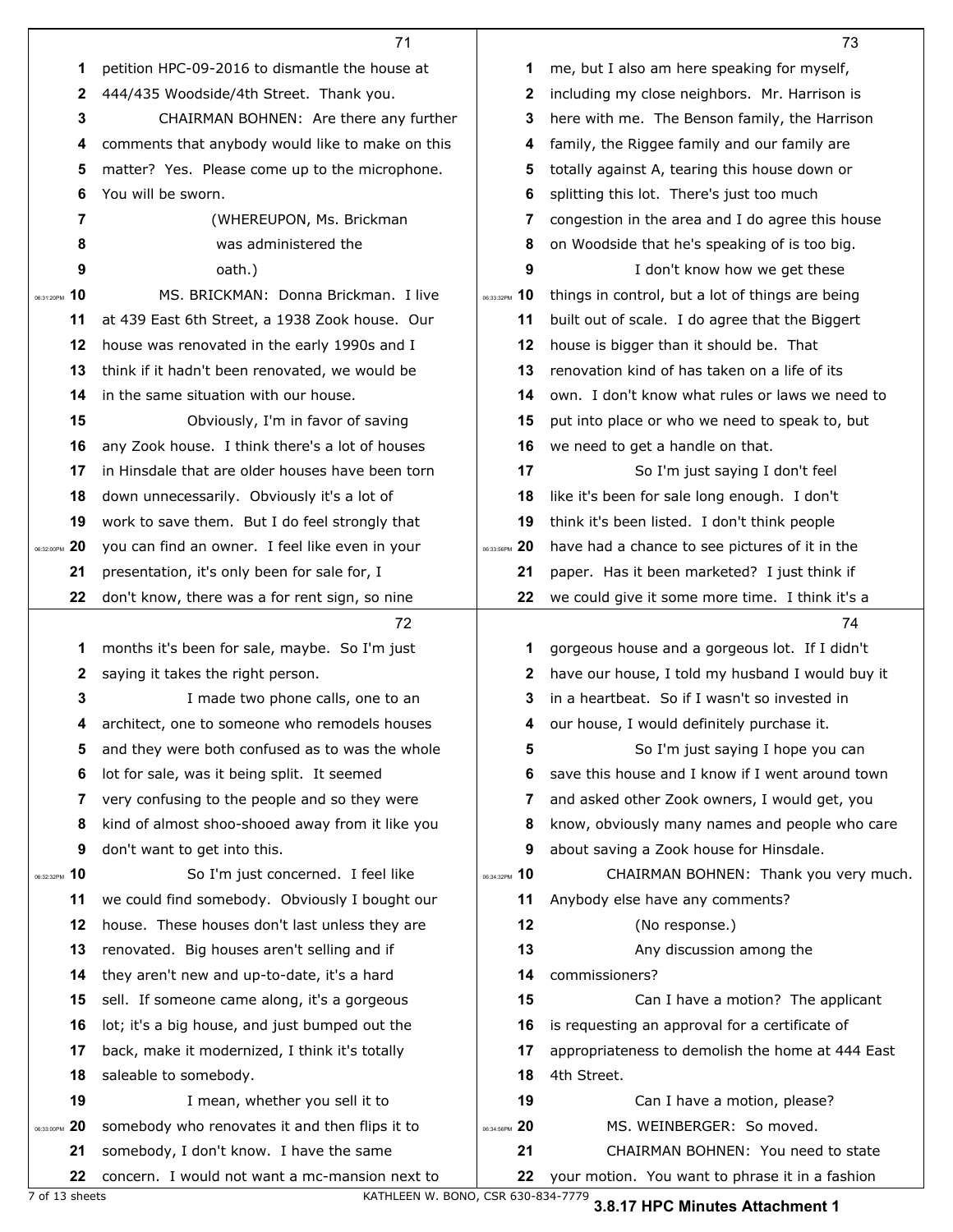petition HPC-09-2016 to dismantle the house at 444/435 Woodside/4th Street. Thank you.

CHAIRMAN BOHNEN: Are there any further comments that anybody would like to make on this matter? Yes. Please come up to the microphone. You will be sworn.

(WHEREUPON, Ms. Brickman was administered the oath.)

MS. BRICKMAN: Donna Brickman. I live at 439 East 6th Street, a 1938 Zook house. Our house was renovated in the early 1990s and I think if it hadn't been renovated, we would be in the same situation with our house.

Obviously, I'm in favor of saving any Zook house. I think there's a lot of houses in Hinsdale that are older houses have been torn down unnecessarily. Obviously it's a lot of work to save them. But I do feel strongly that you can find an owner. I feel like even in your presentation, it's only been for sale for, I don't know, there was a for rent sign, so nine months it's been for sale, maybe. So I'm just saying it takes the right person.

I made two phone calls, one to an architect, one to someone who remodels houses and they were both confused as to was the whole lot for sale, was it being split. It seemed very confusing to the people and so they were kind of almost shoo-shooed away from it like you don't want to get into this.

So I'm just concerned. I feel like we could find somebody. Obviously I bought our house. These houses don't last unless they are renovated. Big houses aren't selling and if they aren't new and up-to-date, it's a hard sell. If someone came along, it's a gorgeous lot; it's a big house, and just bumped out the back, make it modernized, I think it's totally saleable to somebody.

I mean, whether you sell it to somebody who renovates it and then flips it to somebody, I don't know. I have the same concern. I would not want a mc-mansion next to me, but I also am here speaking for myself, including my close neighbors. Mr. Harrison is here with me. The Benson family, the Harrison family, the Riggee family and our family are totally against A, tearing this house down or splitting this lot. There's just too much congestion in the area and I do agree this house on Woodside that he's speaking of is too big.

I don't know how we get these things in control, but a lot of things are being built out of scale. I do agree that the Biggert house is bigger than it should be. That renovation kind of has taken on a life of its own. I don't know what rules or laws we need to put into place or who we need to speak to, but we need to get a handle on that.

So I'm just saying I don't feel like it's been for sale long enough. I don't think it's been listed. I don't think people have had a chance to see pictures of it in the paper. Has it been marketed? I just think if we could give it some more time. I think it's a gorgeous house and a gorgeous lot. If I didn't have our house, I told my husband I would buy it in a heartbeat. So if I wasn't so invested in our house, I would definitely purchase it.

So I'm just saying I hope you can save this house and I know if I went around town and asked other Zook owners, I would get, you know, obviously many names and people who care about saving a Zook house for Hinsdale.

CHAIRMAN BOHNEN: Thank you very much. Anybody else have any comments?

(No response.)

Any discussion among the commissioners?

Can I have a motion? The applicant is requesting an approval for a certificate of appropriateness to demolish the home at 444 East 4th Street.

Can I have a motion, please?

MS. WEINBERGER: So moved.

CHAIRMAN BOHNEN: You need to state your motion. You want to phrase it in a fashion

3.8.17 HPC Minutes Attachment 1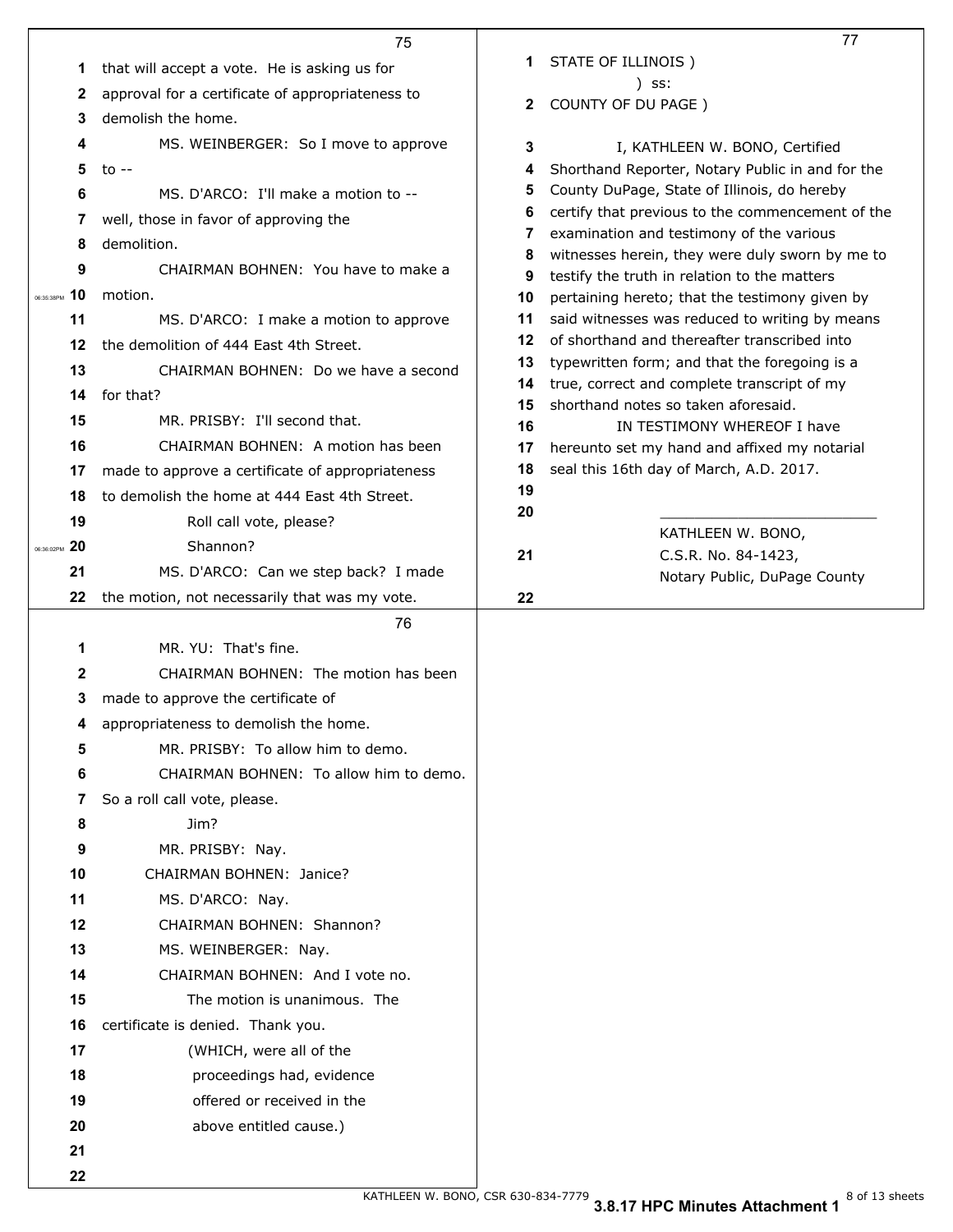that will accept a vote. He is asking us for approval for a certificate of appropriateness to demolish the home.

MS. WEINBERGER: So I move to approve to --

MS. D'ARCO: I'll make a motion to -- well, those in favor of approving the demolition.

CHAIRMAN BOHNEN: You have to make a motion.

MS. D'ARCO: I make a motion to approve the demolition of 444 East 4th Street.

CHAIRMAN BOHNEN: Do we have a second for that?

MR. PRISBY: I'll second that.

CHAIRMAN BOHNEN: A motion has been made to approve a certificate of appropriateness to demolish the home at 444 East 4th Street.

Roll call vote, please?

Shannon?

MS. D'ARCO: Can we step back? I made the motion, not necessarily that was my vote.

MR. YU: That's fine.

CHAIRMAN BOHNEN: The motion has been made to approve the certificate of appropriateness to demolish the home.

MR. PRISBY: To allow him to demo.

CHAIRMAN BOHNEN: To allow him to demo. So a roll call vote, please.

Jim?

MR. PRISBY: Nay.

CHAIRMAN BOHNEN: Janice?

MS. D'ARCO: Nay.

CHAIRMAN BOHNEN: Shannon?

MS. WEINBERGER: Nay.

CHAIRMAN BOHNEN: And I vote no.

The motion is unanimous. The certificate is denied. Thank you.

(WHICH, were all of the proceedings had, evidence offered or received in the above entitled cause.)

STATE OF ILLINOIS )
) ss:
COUNTY OF DU PAGE )

I, KATHLEEN W. BONO, Certified Shorthand Reporter, Notary Public in and for the County DuPage, State of Illinois, do hereby certify that previous to the commencement of the examination and testimony of the various witnesses herein, they were duly sworn by me to testify the truth in relation to the matters pertaining hereto; that the testimony given by said witnesses was reduced to writing by means of shorthand and thereafter transcribed into typewritten form; and that the foregoing is a true, correct and complete transcript of my shorthand notes so taken aforesaid.

IN TESTIMONY WHEREOF I have hereunto set my hand and affixed my notarial seal this 16th day of March, A.D. 2017.

\_\_\_\_\_\_\_\_\_\_\_\_\_\_\_\_\_\_\_\_\_\_\_\_\_\_\_\_

KATHLEEN W. BONO,
C.S.R. No. 84-1423,
Notary Public, DuPage County

KATHLEEN W. BONO, CSR 630-834-7779

3.8.17 HPC Minutes Attachment 1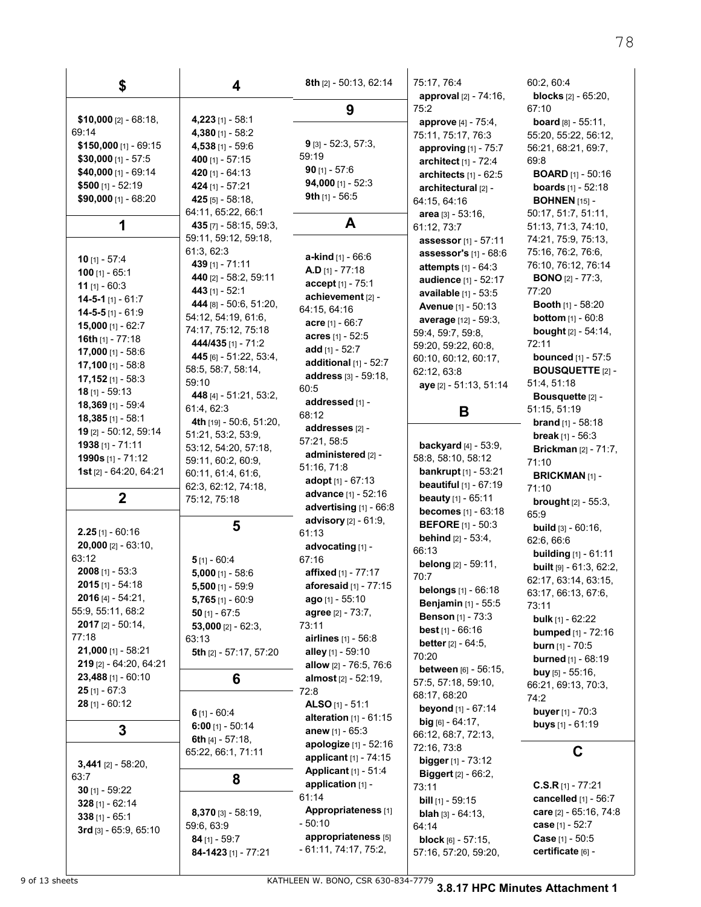## $

**$10,000** [2] - 68:18, 69:14
**$150,000** [1] - 69:15
**$30,000** [1] - 57:5
**$40,000** [1] - 69:14
**$500** [1] - 52:19
**$90,000** [1] - 68:20

## 1

**10** [1] - 57:4
**100** [1] - 65:1
**11** [1] - 60:3
**14-5-1** [1] - 61:7
**14-5-5** [1] - 61:9
**15,000** [1] - 62:7
**16th** [1] - 77:18
**17,000** [1] - 58:6
**17,100** [1] - 58:8
**17,152** [1] - 58:3
**18** [1] - 59:13
**18,369** [1] - 59:4
**18,385** [1] - 58:1
**19** [2] - 50:12, 59:14
**1938** [1] - 71:11
**1990s** [1] - 71:12
**1st** [2] - 64:20, 64:21

## 2

**2.25** [1] - 60:16
**20,000** [2] - 63:10, 63:12
**2008** [1] - 53:3
**2015** [1] - 54:18
**2016** [4] - 54:21, 55:9, 55:11, 68:2
**2017** [2] - 50:14, 77:18
**21,000** [1] - 58:21
**219** [2] - 64:20, 64:21
**23,488** [1] - 60:10
**25** [1] - 67:3
**28** [1] - 60:12

## 3

**3,441** [2] - 58:20, 63:7
**30** [1] - 59:22
**328** [1] - 62:14
**338** [1] - 65:1
**3rd** [3] - 65:9, 65:10

## 4

**4,223** [1] - 58:1
**4,380** [1] - 58:2
**4,538** [1] - 59:6
**400** [1] - 57:15
**420** [1] - 64:13
**424** [1] - 57:21
**425** [5] - 58:18, 64:11, 65:22, 66:1
**435** [7] - 58:15, 59:3, 59:11, 59:12, 59:18, 61:3, 62:3
**439** [1] - 71:11
**440** [2] - 58:2, 59:11
**443** [1] - 52:1
**444** [8] - 50:6, 51:20, 54:12, 54:19, 61:6, 74:17, 75:12, 75:18
**444/435** [1] - 71:2
**445** [6] - 51:22, 53:4, 58:5, 58:7, 58:14, 59:10
**448** [4] - 51:21, 53:2, 61:4, 62:3
**4th** [19] - 50:6, 51:20, 51:21, 53:2, 53:9, 53:12, 54:20, 57:18, 59:11, 60:2, 60:9, 60:11, 61:4, 61:6, 62:3, 62:12, 74:18, 75:12, 75:18

## 5

**5** [1] - 60:4
**5,000** [1] - 58:6
**5,500** [1] - 59:9
**5,765** [1] - 60:9
**50** [1] - 67:5
**53,000** [2] - 62:3, 63:13
**5th** [2] - 57:17, 57:20

## 6

**6** [1] - 60:4
**6:00** [1] - 50:14
**6th** [4] - 57:18, 65:22, 66:1, 71:11

## 8

**8,370** [3] - 58:19, 59:6, 63:9
**84** [1] - 59:7
**84-1423** [1] - 77:21
**8th** [2] - 50:13, 62:14

## 9

**9** [3] - 52:3, 57:3, 59:19
**90** [1] - 57:6
**94,000** [1] - 52:3
**9th** [1] - 56:5

## A

**a-kind** [1] - 66:6
**A.D** [1] - 77:18
**accept** [1] - 75:1
**achievement** [2] - 64:15, 64:16
**acre** [1] - 66:7
**acres** [1] - 52:5
**add** [1] - 52:7
**additional** [1] - 52:7
**address** [3] - 59:18, 60:5
**addressed** [1] - 68:12
**addresses** [2] - 57:21, 58:5
**administered** [2] - 51:16, 71:8
**adopt** [1] - 67:13
**advance** [1] - 52:16
**advertising** [1] - 66:8
**advisory** [2] - 61:9, 61:13
**advocating** [1] - 67:16
**affixed** [1] - 77:17
**aforesaid** [1] - 77:15
**ago** [1] - 55:10
**agree** [2] - 73:7, 73:11
**airlines** [1] - 56:8
**alley** [1] - 59:10
**allow** [2] - 76:5, 76:6
**almost** [2] - 52:19, 72:8
**ALSO** [1] - 51:1
**alteration** [1] - 61:15
**anew** [1] - 65:3
**apologize** [1] - 52:16
**applicant** [1] - 74:15
**Applicant** [1] - 51:4
**application** [1] - 61:14
**Appropriateness** [1] - 50:10
**appropriateness** [5] - 61:11, 74:17, 75:2, 75:17, 76:4
**approval** [2] - 74:16, 75:2
**approve** [4] - 75:4, 75:11, 75:17, 76:3
**approving** [1] - 75:7
**architect** [1] - 72:4
**architects** [1] - 62:5
**architectural** [2] - 64:15, 64:16
**area** [3] - 53:16, 61:12, 73:7
**assessor** [1] - 57:11
**assessor's** [1] - 68:6
**attempts** [1] - 64:3
**audience** [1] - 52:17
**available** [1] - 53:5
**Avenue** [1] - 50:13
**average** [12] - 59:3, 59:4, 59:7, 59:8, 59:20, 59:22, 60:8, 60:10, 60:12, 60:17, 62:12, 63:8
**aye** [2] - 51:13, 51:14

## B

**backyard** [4] - 53:9, 58:8, 58:10, 58:12
**bankrupt** [1] - 53:21
**beautiful** [1] - 67:19
**beauty** [1] - 65:11
**becomes** [1] - 63:18
**BEFORE** [1] - 50:3
**behind** [2] - 53:4, 66:13
**belong** [2] - 59:11, 70:7
**belongs** [1] - 66:18
**Benjamin** [1] - 55:5
**Benson** [1] - 73:3
**best** [1] - 66:16
**better** [2] - 64:5, 70:20
**between** [6] - 56:15, 57:5, 57:18, 59:10, 68:17, 68:20
**beyond** [1] - 67:14
**big** [6] - 64:17, 66:12, 68:7, 72:13, 72:16, 73:8
**bigger** [1] - 73:12
**Biggert** [2] - 66:2, 73:11
**bill** [1] - 59:15
**blah** [3] - 64:13, 64:14
**block** [6] - 57:15, 57:16, 57:20, 59:20, 60:2, 60:4
**blocks** [2] - 65:20, 67:10
**board** [8] - 55:11, 55:20, 55:22, 56:12, 56:21, 68:21, 69:7, 69:8
**BOARD** [1] - 50:16
**boards** [1] - 52:18
**BOHNEN** [15] - 50:17, 51:7, 51:11, 51:13, 71:3, 74:10, 74:21, 75:9, 75:13, 75:16, 76:2, 76:6, 76:10, 76:12, 76:14
**BONO** [2] - 77:3, 77:20
**Booth** [1] - 58:20
**bottom** [1] - 60:8
**bought** [2] - 54:14, 72:11
**bounced** [1] - 57:5
**BOUSQUETTE** [2] - 51:4, 51:18
**Bousquette** [2] - 51:15, 51:19
**brand** [1] - 58:18
**break** [1] - 56:3
**Brickman** [2] - 71:7, 71:10
**BRICKMAN** [1] - 71:10
**brought** [2] - 55:3, 65:9
**build** [3] - 60:16, 62:6, 66:6
**building** [1] - 61:11
**built** [9] - 61:3, 62:2, 62:17, 63:14, 63:15, 63:17, 66:13, 67:6, 73:11
**bulk** [1] - 62:22
**bumped** [1] - 72:16
**burn** [1] - 70:5
**burned** [1] - 68:19
**buy** [5] - 55:16, 66:21, 69:13, 70:3, 74:2
**buyer** [1] - 70:3
**buys** [1] - 61:19

## C

**C.S.R** [1] - 77:21
**cancelled** [1] - 56:7
**care** [2] - 65:16, 74:8
**case** [1] - 52:7
**Case** [1] - 50:5
**certificate** [6] -

KATHLEEN W. BONO, CSR 630-834-7779

**3.8.17 HPC Minutes Attachment 1**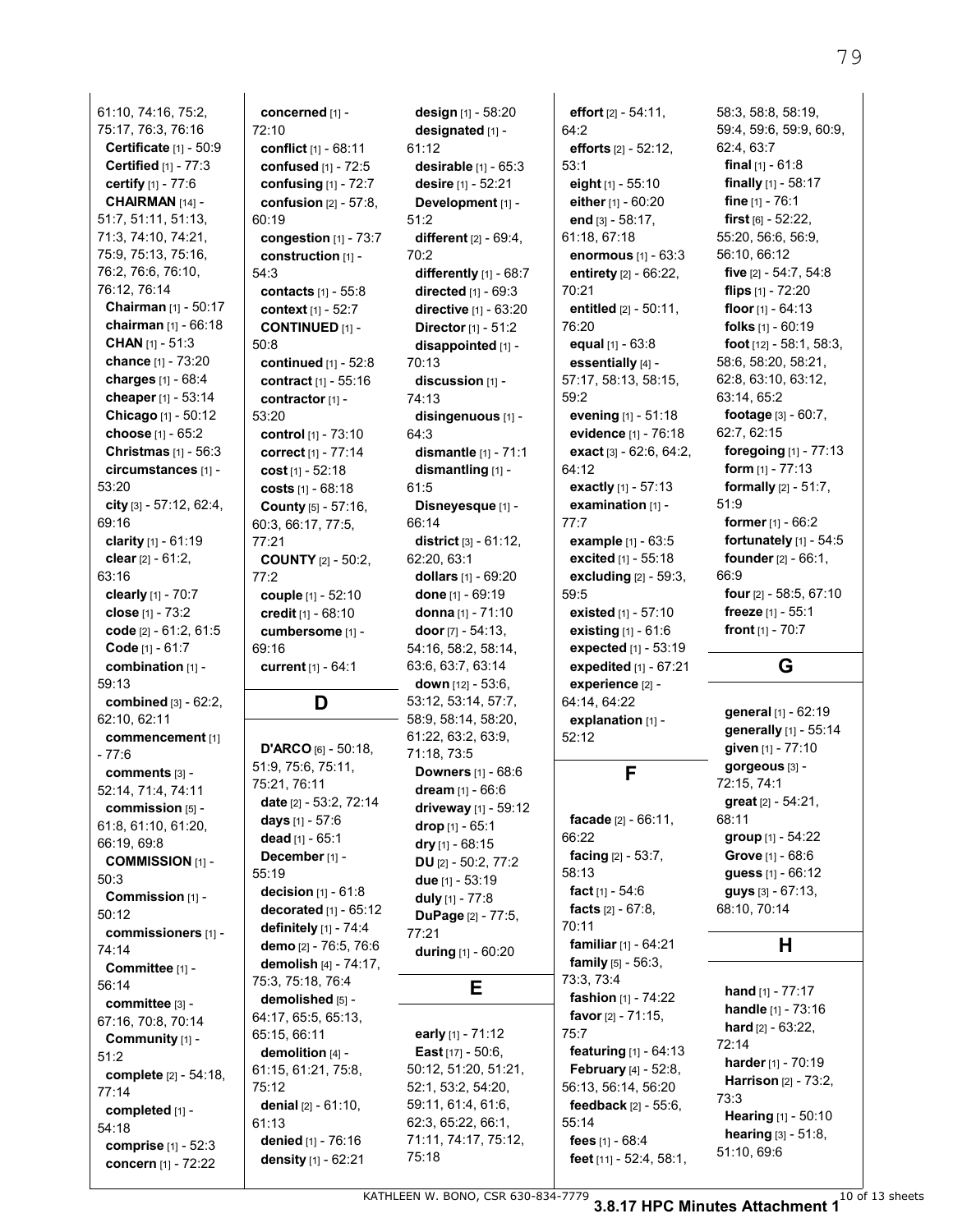61:10, 74:16, 75:2, 75:17, 76:3, 76:16
**Certificate** [1] - 50:9
**Certified** [1] - 77:3
**certify** [1] - 77:6
**CHAIRMAN** [14] - 51:7, 51:11, 51:13, 71:3, 74:10, 74:21, 75:9, 75:13, 75:16, 76:2, 76:6, 76:10, 76:12, 76:14
**Chairman** [1] - 50:17
**chairman** [1] - 66:18
**CHAN** [1] - 51:3
**chance** [1] - 73:20
**charges** [1] - 68:4
**cheaper** [1] - 53:14
**Chicago** [1] - 50:12
**choose** [1] - 65:2
**Christmas** [1] - 56:3
**circumstances** [1] - 53:20
**city** [3] - 57:12, 62:4, 69:16
**clarity** [1] - 61:19
**clear** [2] - 61:2, 63:16
**clearly** [1] - 70:7
**close** [1] - 73:2
**code** [2] - 61:2, 61:5
**Code** [1] - 61:7
**combination** [1] - 59:13
**combined** [3] - 62:2, 62:10, 62:11
**commencement** [1] - 77:6
**comments** [3] - 52:14, 71:4, 74:11
**commission** [5] - 61:8, 61:10, 61:20, 66:19, 69:8
**COMMISSION** [1] - 50:3
**Commission** [1] - 50:12
**commissioners** [1] - 74:14
**Committee** [1] - 56:14
**committee** [3] - 67:16, 70:8, 70:14
**Community** [1] - 51:2
**complete** [2] - 54:18, 77:14
**completed** [1] - 54:18
**comprise** [1] - 52:3
**concern** [1] - 72:22
**concerned** [1] - 72:10
**conflict** [1] - 68:11
**confused** [1] - 72:5
**confusing** [1] - 72:7
**confusion** [2] - 57:8, 60:19
**congestion** [1] - 73:7
**construction** [1] - 54:3
**contacts** [1] - 55:8
**context** [1] - 52:7
**CONTINUED** [1] - 50:8
**continued** [1] - 52:8
**contract** [1] - 55:16
**contractor** [1] - 53:20
**control** [1] - 73:10
**correct** [1] - 77:14
**cost** [1] - 52:18
**costs** [1] - 68:18
**County** [5] - 57:16, 60:3, 66:17, 77:5, 77:21
**COUNTY** [2] - 50:2, 77:2
**couple** [1] - 52:10
**credit** [1] - 68:10
**cumbersome** [1] - 69:16
**current** [1] - 64:1

## D

**D'ARCO** [6] - 50:18, 51:9, 75:6, 75:11, 75:21, 76:11
**date** [2] - 53:2, 72:14
**days** [1] - 57:6
**dead** [1] - 65:1
**December** [1] - 55:19
**decision** [1] - 61:8
**decorated** [1] - 65:12
**definitely** [1] - 74:4
**demo** [2] - 76:5, 76:6
**demolish** [4] - 74:17, 75:3, 75:18, 76:4
**demolished** [5] - 64:17, 65:5, 65:13, 65:15, 66:11
**demolition** [4] - 61:15, 61:21, 75:8, 75:12
**denial** [2] - 61:10, 61:13
**denied** [1] - 76:16
**density** [1] - 62:21
**design** [1] - 58:20
**designated** [1] - 61:12
**desirable** [1] - 65:3
**desire** [1] - 52:21
**Development** [1] - 51:2
**different** [2] - 69:4, 70:2
**differently** [1] - 68:7
**directed** [1] - 69:3
**directive** [1] - 63:20
**Director** [1] - 51:2
**disappointed** [1] - 70:13
**discussion** [1] - 74:13
**disingenuous** [1] - 64:3
**dismantle** [1] - 71:1
**dismantling** [1] - 61:5
**Disneyesque** [1] - 66:14
**district** [3] - 61:12, 62:20, 63:1
**dollars** [1] - 69:20
**done** [1] - 69:19
**donna** [1] - 71:10
**door** [7] - 54:13, 54:16, 58:2, 58:14, 63:6, 63:7, 63:14
**down** [12] - 53:6, 53:12, 53:14, 57:7, 58:9, 58:14, 58:20, 61:22, 63:2, 63:9, 71:18, 73:5
**Downers** [1] - 68:6
**dream** [1] - 66:6
**driveway** [1] - 59:12
**drop** [1] - 65:1
**dry** [1] - 68:15
**DU** [2] - 50:2, 77:2
**due** [1] - 53:19
**duly** [1] - 77:8
**DuPage** [2] - 77:5, 77:21
**during** [1] - 60:20

## E

**early** [1] - 71:12
**East** [17] - 50:6, 50:12, 51:20, 51:21, 52:1, 53:2, 54:20, 59:11, 61:4, 61:6, 62:3, 65:22, 66:1, 71:11, 74:17, 75:12, 75:18
**effort** [2] - 54:11, 64:2
**efforts** [2] - 52:12, 53:1
**eight** [1] - 55:10
**either** [1] - 60:20
**end** [3] - 58:17, 61:18, 67:18
**enormous** [1] - 63:3
**entirety** [2] - 66:22, 70:21
**entitled** [2] - 50:11, 76:20
**equal** [1] - 63:8
**essentially** [4] - 57:17, 58:13, 58:15, 59:2
**evening** [1] - 51:18
**evidence** [1] - 76:18
**exact** [3] - 62:6, 64:2, 64:12
**exactly** [1] - 57:13
**examination** [1] - 77:7
**example** [1] - 63:5
**excited** [1] - 55:18
**excluding** [2] - 59:3, 59:5
**existed** [1] - 57:10
**existing** [1] - 61:6
**expected** [1] - 53:19
**expedited** [1] - 67:21
**experience** [2] - 64:14, 64:22
**explanation** [1] - 52:12

## F

**facade** [2] - 66:11, 66:22
**facing** [2] - 53:7, 58:13
**fact** [1] - 54:6
**facts** [2] - 67:8, 70:11
**familiar** [1] - 64:21
**family** [5] - 56:3, 73:3, 73:4
**fashion** [1] - 74:22
**favor** [2] - 71:15, 75:7
**featuring** [1] - 64:13
**February** [4] - 52:8, 56:13, 56:14, 56:20
**feedback** [2] - 55:6, 55:14
**fees** [1] - 68:4
**feet** [11] - 52:4, 58:1, 58:3, 58:8, 58:19, 59:4, 59:6, 59:9, 60:9, 62:4, 63:7
**final** [1] - 61:8
**finally** [1] - 58:17
**fine** [1] - 76:1
**first** [6] - 52:22, 55:20, 56:6, 56:9, 56:10, 66:12
**five** [2] - 54:7, 54:8
**flips** [1] - 72:20
**floor** [1] - 64:13
**folks** [1] - 60:19
**foot** [12] - 58:1, 58:3, 58:6, 58:20, 58:21, 62:8, 63:10, 63:12, 63:14, 65:2
**footage** [3] - 60:7, 62:7, 62:15
**foregoing** [1] - 77:13
**form** [1] - 77:13
**formally** [2] - 51:7, 51:9
**former** [1] - 66:2
**fortunately** [1] - 54:5
**founder** [2] - 66:1, 66:9
**four** [2] - 58:5, 67:10
**freeze** [1] - 55:1
**front** [1] - 70:7

## G

**general** [1] - 62:19
**generally** [1] - 55:14
**given** [1] - 77:10
**gorgeous** [3] - 72:15, 74:1
**great** [2] - 54:21, 68:11
**group** [1] - 54:22
**Grove** [1] - 68:6
**guess** [1] - 66:12
**guys** [3] - 67:13, 68:10, 70:14

## H

**hand** [1] - 77:17
**handle** [1] - 73:16
**hard** [2] - 63:22, 72:14
**harder** [1] - 70:19
**Harrison** [2] - 73:2, 73:3
**Hearing** [1] - 50:10
**hearing** [3] - 51:8, 51:10, 69:6

KATHLEEN W. BONO, CSR 630-834-7779

**3.8.17 HPC Minutes Attachment 1**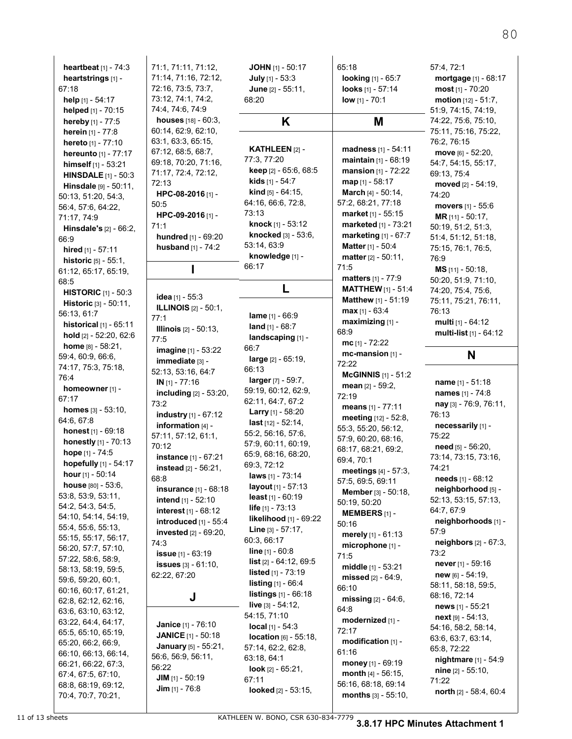**heartbeat** [1] - 74:3
**heartstrings** [1] - 67:18
**help** [1] - 54:17
**helped** [1] - 70:15
**hereby** [1] - 77:5
**herein** [1] - 77:8
**hereto** [1] - 77:10
**hereunto** [1] - 77:17
**himself** [1] - 53:21
**HINSDALE** [1] - 50:3
**Hinsdale** [9] - 50:11, 50:13, 51:20, 54:3, 56:4, 57:6, 64:22, 71:17, 74:9
**Hinsdale's** [2] - 66:2, 66:9
**hired** [1] - 57:11
**historic** [5] - 55:1, 61:12, 65:17, 65:19, 68:5
**HISTORIC** [1] - 50:3
**Historic** [3] - 50:11, 56:13, 61:7
**historical** [1] - 65:11
**hold** [2] - 52:20, 62:6
**home** [8] - 58:21, 59:4, 60:9, 66:6, 74:17, 75:3, 75:18, 76:4
**homeowner** [1] - 67:17
**homes** [3] - 53:10, 64:6, 67:8
**honest** [1] - 69:18
**honestly** [1] - 70:13
**hope** [1] - 74:5
**hopefully** [1] - 54:17
**hour** [1] - 50:14
**house** [80] - 53:6, 53:8, 53:9, 53:11, 54:2, 54:3, 54:5, 54:10, 54:14, 54:19, 55:4, 55:6, 55:13, 55:15, 55:17, 56:17, 56:20, 57:7, 57:10, 57:22, 58:6, 58:9, 58:13, 58:19, 59:5, 59:6, 59:20, 60:1, 60:16, 60:17, 61:21, 62:8, 62:12, 62:16, 63:6, 63:10, 63:12, 63:22, 64:4, 64:17, 65:5, 65:10, 65:19, 65:20, 66:2, 66:9, 66:10, 66:13, 66:14, 66:21, 66:22, 67:3, 67:4, 67:5, 67:10, 68:8, 68:19, 69:12, 70:4, 70:7, 70:21, 71:1, 71:11, 71:12, 71:14, 71:16, 72:12, 72:16, 73:5, 73:7, 73:12, 74:1, 74:2, 74:4, 74:6, 74:9
**houses** [18] - 60:3, 60:14, 62:9, 62:10, 63:1, 63:3, 65:15, 67:12, 68:5, 68:7, 69:18, 70:20, 71:16, 71:17, 72:4, 72:12, 72:13
**HPC-08-2016** [1] - 50:5
**HPC-09-2016** [1] - 71:1
**hundred** [1] - 69:20
**husband** [1] - 74:2

## I

**idea** [1] - 55:3
**ILLINOIS** [2] - 50:1, 77:1
**Illinois** [2] - 50:13, 77:5
**imagine** [1] - 53:22
**immediate** [3] - 52:13, 53:16, 64:7
**IN** [1] - 77:16
**including** [2] - 53:20, 73:2
**industry** [1] - 67:12
**information** [4] - 57:11, 57:12, 61:1, 70:12
**instance** [1] - 67:21
**instead** [2] - 56:21, 68:8
**insurance** [1] - 68:18
**intend** [1] - 52:10
**interest** [1] - 68:12
**introduced** [1] - 55:4
**invested** [2] - 69:20, 74:3
**issue** [1] - 63:19
**issues** [3] - 61:10, 62:22, 67:20

## J

**Janice** [1] - 76:10
**JANICE** [1] - 50:18
**January** [5] - 55:21, 56:6, 56:9, 56:11, 56:22
**JIM** [1] - 50:19
**Jim** [1] - 76:8
**JOHN** [1] - 50:17
**July** [1] - 53:3
**June** [2] - 55:11, 68:20

## K

**KATHLEEN** [2] - 77:3, 77:20
**keep** [2] - 65:6, 68:5
**kids** [1] - 54:7
**kind** [5] - 64:15, 64:16, 66:6, 72:8, 73:13
**knock** [1] - 53:12
**knocked** [3] - 53:6, 53:14, 63:9
**knowledge** [1] - 66:17

## L

**lame** [1] - 66:9
**land** [1] - 68:7
**landscaping** [1] - 66:7
**large** [2] - 65:19, 66:13
**larger** [7] - 59:7, 59:19, 60:12, 62:9, 62:11, 64:7, 67:2
**Larry** [1] - 58:20
**last** [12] - 52:14, 55:2, 56:16, 57:6, 57:9, 60:11, 60:19, 65:9, 68:16, 68:20, 69:3, 72:12
**laws** [1] - 73:14
**layout** [1] - 57:13
**least** [1] - 60:19
**life** [1] - 73:13
**likelihood** [1] - 69:22
**Line** [3] - 57:17, 60:3, 66:17
**line** [1] - 60:8
**list** [2] - 64:12, 69:5
**listed** [1] - 73:19
**listing** [1] - 66:4
**listings** [1] - 66:18
**live** [3] - 54:12, 54:15, 71:10
**local** [1] - 54:3
**location** [6] - 55:18, 57:14, 62:2, 62:8, 63:18, 64:1
**look** [2] - 65:21, 67:11
**looked** [2] - 53:15, 65:18
**looking** [1] - 65:7
**looks** [1] - 57:14
**low** [1] - 70:1

## M

**madness** [1] - 54:11
**maintain** [1] - 68:19
**mansion** [1] - 72:22
**map** [1] - 58:17
**March** [4] - 50:14, 57:2, 68:21, 77:18
**market** [1] - 55:15
**marketed** [1] - 73:21
**marketing** [1] - 67:7
**Matter** [1] - 50:4
**matter** [2] - 50:11, 71:5
**matters** [1] - 77:9
**MATTHEW** [1] - 51:4
**Matthew** [1] - 51:19
**max** [1] - 63:4
**maximizing** [1] - 68:9
**mc** [1] - 72:22
**mc-mansion** [1] - 72:22
**McGINNIS** [1] - 51:2
**mean** [2] - 59:2, 72:19
**means** [1] - 77:11
**meeting** [12] - 52:8, 55:3, 55:20, 56:12, 57:9, 60:20, 68:16, 68:17, 68:21, 69:2, 69:4, 70:1
**meetings** [4] - 57:3, 57:5, 69:5, 69:11
**Member** [3] - 50:18, 50:19, 50:20
**MEMBERS** [1] - 50:16
**merely** [1] - 61:13
**microphone** [1] - 71:5
**middle** [1] - 53:21
**missed** [2] - 64:9, 66:10
**missing** [2] - 64:6, 64:8
**modernized** [1] - 72:17
**modification** [1] - 61:16
**money** [1] - 69:19
**month** [4] - 56:15, 56:16, 68:18, 69:14
**months** [3] - 55:10, 57:4, 72:1
**mortgage** [1] - 68:17
**most** [1] - 70:20
**motion** [12] - 51:7, 51:9, 74:15, 74:19, 74:22, 75:6, 75:10, 75:11, 75:16, 75:22, 76:2, 76:15
**move** [6] - 52:20, 54:7, 54:15, 55:17, 69:13, 75:4
**moved** [2] - 54:19, 74:20
**movers** [1] - 55:6
**MR** [11] - 50:17, 50:19, 51:2, 51:3, 51:4, 51:12, 51:18, 75:15, 76:1, 76:5, 76:9
**MS** [11] - 50:18, 50:20, 51:9, 71:10, 74:20, 75:4, 75:6, 75:11, 75:21, 76:11, 76:13
**multi** [1] - 64:12
**multi-list** [1] - 64:12

## N

**name** [1] - 51:18
**names** [1] - 74:8
**nay** [3] - 76:9, 76:11, 76:13
**necessarily** [1] - 75:22
**need** [5] - 56:20, 73:14, 73:15, 73:16, 74:21
**needs** [1] - 68:12
**neighborhood** [5] - 52:13, 53:15, 57:13, 64:7, 67:9
**neighborhoods** [1] - 57:9
**neighbors** [2] - 67:3, 73:2
**never** [1] - 59:16
**new** [6] - 54:19, 58:11, 58:18, 59:5, 68:16, 72:14
**news** [1] - 55:21
**next** [9] - 54:13, 54:16, 58:2, 58:14, 63:6, 63:7, 63:14, 65:8, 72:22
**nightmare** [1] - 54:9
**nine** [2] - 55:10, 71:22
**north** [2] - 58:4, 60:4

KATHLEEN W. BONO, CSR 630-834-7779

**3.8.17 HPC Minutes Attachment 1**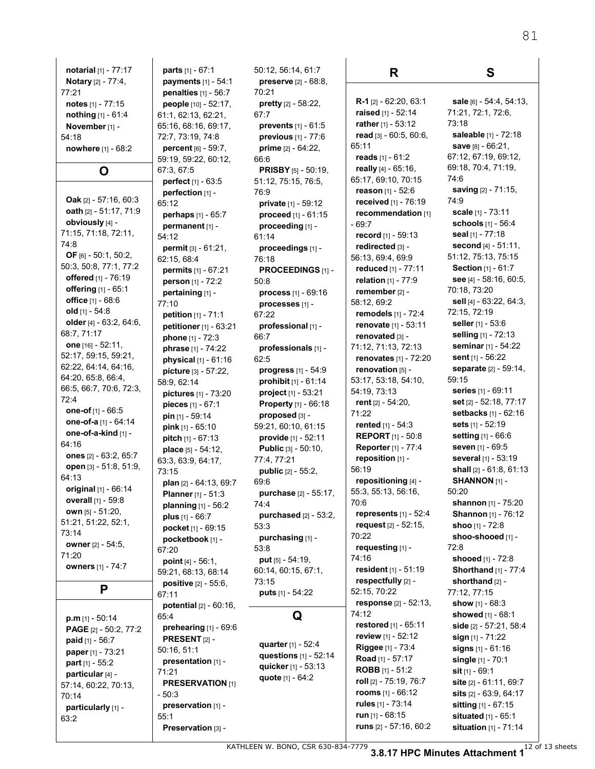**notarial** [1] - 77:17
**Notary** [2] - 77:4, 77:21
**notes** [1] - 77:15
**nothing** [1] - 61:4
**November** [1] - 54:18
**nowhere** [1] - 68:2

## O

**Oak** [2] - 57:16, 60:3
**oath** [2] - 51:17, 71:9
**obviously** [4] - 71:15, 71:18, 72:11, 74:8
**OF** [6] - 50:1, 50:2, 50:3, 50:8, 77:1, 77:2
**offered** [1] - 76:19
**offering** [1] - 65:1
**office** [1] - 68:6
**old** [1] - 54:8
**older** [4] - 63:2, 64:6, 68:7, 71:17
**one** [16] - 52:11, 52:17, 59:15, 59:21, 62:22, 64:14, 64:16, 64:20, 65:8, 66:4, 66:5, 66:7, 70:6, 72:3, 72:4
**one-of** [1] - 66:5
**one-of-a** [1] - 64:14
**one-of-a-kind** [1] - 64:16
**ones** [2] - 63:2, 65:7
**open** [3] - 51:8, 51:9, 64:13
**original** [1] - 66:14
**overall** [1] - 59:8
**own** [5] - 51:20, 51:21, 51:22, 52:1, 73:14
**owner** [2] - 54:5, 71:20
**owners** [1] - 74:7

## P

**p.m** [1] - 50:14
**PAGE** [2] - 50:2, 77:2
**paid** [1] - 56:7
**paper** [1] - 73:21
**part** [1] - 55:2
**particular** [4] - 57:14, 60:22, 70:13, 70:14
**particularly** [1] - 63:2
**parts** [1] - 67:1
**payments** [1] - 54:1
**penalties** [1] - 56:7
**people** [10] - 52:17, 61:1, 62:13, 62:21, 65:16, 68:16, 69:17, 72:7, 73:19, 74:8
**percent** [6] - 59:7, 59:19, 59:22, 60:12, 67:3, 67:5
**perfect** [1] - 63:5
**perfection** [1] - 65:12
**perhaps** [1] - 65:7
**permanent** [1] - 54:12
**permit** [3] - 61:21, 62:15, 68:4
**permits** [1] - 67:21
**person** [1] - 72:2
**pertaining** [1] - 77:10
**petition** [1] - 71:1
**petitioner** [1] - 63:21
**phone** [1] - 72:3
**phrase** [1] - 74:22
**physical** [1] - 61:16
**picture** [3] - 57:22, 58:9, 62:14
**pictures** [1] - 73:20
**pieces** [1] - 67:1
**pin** [1] - 59:14
**pink** [1] - 65:10
**pitch** [1] - 67:13
**place** [5] - 54:12, 63:3, 63:9, 64:17, 73:15
**plan** [2] - 64:13, 69:7
**Planner** [1] - 51:3
**planning** [1] - 56:2
**plus** [1] - 66:7
**pocket** [1] - 69:15
**pocketbook** [1] - 67:20
**point** [4] - 56:1, 59:21, 68:13, 68:14
**positive** [2] - 55:6, 67:11
**potential** [2] - 60:16, 65:4
**prehearing** [1] - 69:6
**PRESENT** [2] - 50:16, 51:1
**presentation** [1] - 71:21
**PRESERVATION** [1] - 50:3
**preservation** [1] - 55:1
**Preservation** [3] - 50:12, 56:14, 61:7
**preserve** [2] - 68:8, 70:21
**pretty** [2] - 58:22, 67:7
**prevents** [1] - 61:5
**previous** [1] - 77:6
**prime** [2] - 64:22, 66:6
**PRISBY** [5] - 50:19, 51:12, 75:15, 76:5, 76:9
**private** [1] - 59:12
**proceed** [1] - 61:15
**proceeding** [1] - 61:14
**proceedings** [1] - 76:18
**PROCEEDINGS** [1] - 50:8
**process** [1] - 69:16
**processes** [1] - 67:22
**professional** [1] - 66:7
**professionals** [1] - 62:5
**progress** [1] - 54:9
**prohibit** [1] - 61:14
**project** [1] - 53:21
**Property** [1] - 66:18
**proposed** [3] - 59:21, 60:10, 61:15
**provide** [1] - 52:11
**Public** [3] - 50:10, 77:4, 77:21
**public** [2] - 55:2, 69:6
**purchase** [2] - 55:17, 74:4
**purchased** [2] - 53:2, 53:3
**purchasing** [1] - 53:8
**put** [5] - 54:19, 60:14, 60:15, 67:1, 73:15
**puts** [1] - 54:22

## Q

**quarter** [1] - 52:4
**questions** [1] - 52:14
**quicker** [1] - 53:13
**quote** [1] - 64:2

## R

**R-1** [2] - 62:20, 63:1
**raised** [1] - 52:14
**rather** [1] - 53:12
**read** [3] - 60:5, 60:6, 65:11
**reads** [1] - 61:2
**really** [4] - 65:16, 65:17, 69:10, 70:15
**reason** [1] - 52:6
**received** [1] - 76:19
**recommendation** [1] - 69:7
**record** [1] - 59:13
**redirected** [3] - 56:13, 69:4, 69:9
**reduced** [1] - 77:11
**relation** [1] - 77:9
**remember** [2] - 58:12, 69:2
**remodels** [1] - 72:4
**renovate** [1] - 53:11
**renovated** [3] - 71:12, 71:13, 72:13
**renovates** [1] - 72:20
**renovation** [5] - 53:17, 53:18, 54:10, 54:19, 73:13
**rent** [2] - 54:20, 71:22
**rented** [1] - 54:3
**REPORT** [1] - 50:8
**Reporter** [1] - 77:4
**reposition** [1] - 56:19
**repositioning** [4] - 55:3, 55:13, 56:16, 70:6
**represents** [1] - 52:4
**request** [2] - 52:15, 70:22
**requesting** [1] - 74:16
**resident** [1] - 51:19
**respectfully** [2] - 52:15, 70:22
**response** [2] - 52:13, 74:12
**restored** [1] - 65:11
**review** [1] - 52:12
**Riggee** [1] - 73:4
**Road** [1] - 57:17
**ROBB** [1] - 51:2
**roll** [2] - 75:19, 76:7
**rooms** [1] - 66:12
**rules** [1] - 73:14
**run** [1] - 68:15
**runs** [2] - 57:16, 60:2

## S

**sale** [6] - 54:4, 54:13, 71:21, 72:1, 72:6, 73:18
**saleable** [1] - 72:18
**save** [8] - 66:21, 67:12, 67:19, 69:12, 69:18, 70:4, 71:19, 74:6
**saving** [2] - 71:15, 74:9
**scale** [1] - 73:11
**schools** [1] - 56:4
**seal** [1] - 77:18
**second** [4] - 51:11, 51:12, 75:13, 75:15
**Section** [1] - 61:7
**see** [4] - 58:16, 60:5, 70:18, 73:20
**sell** [4] - 63:22, 64:3, 72:15, 72:19
**seller** [1] - 53:6
**selling** [1] - 72:13
**seminar** [1] - 54:22
**sent** [1] - 56:22
**separate** [2] - 59:14, 59:15
**series** [1] - 69:11
**set** [2] - 52:18, 77:17
**setbacks** [1] - 62:16
**sets** [1] - 52:19
**setting** [1] - 66:6
**seven** [1] - 69:5
**several** [1] - 53:19
**shall** [2] - 61:8, 61:13
**SHANNON** [1] - 50:20
**shannon** [1] - 75:20
**Shannon** [1] - 76:12
**shoo** [1] - 72:8
**shoo-shooed** [1] - 72:8
**shooed** [1] - 72:8
**Shorthand** [1] - 77:4
**shorthand** [2] - 77:12, 77:15
**show** [1] - 68:3
**showed** [1] - 68:1
**side** [2] - 57:21, 58:4
**sign** [1] - 71:22
**signs** [1] - 61:16
**single** [1] - 70:1
**sit** [1] - 69:1
**site** [2] - 61:11, 69:7
**sits** [2] - 63:9, 64:17
**sitting** [1] - 67:15
**situated** [1] - 65:1
**situation** [1] - 71:14

KATHLEEN W. BONO, CSR 630-834-7779

**3.8.17 HPC Minutes Attachment 1**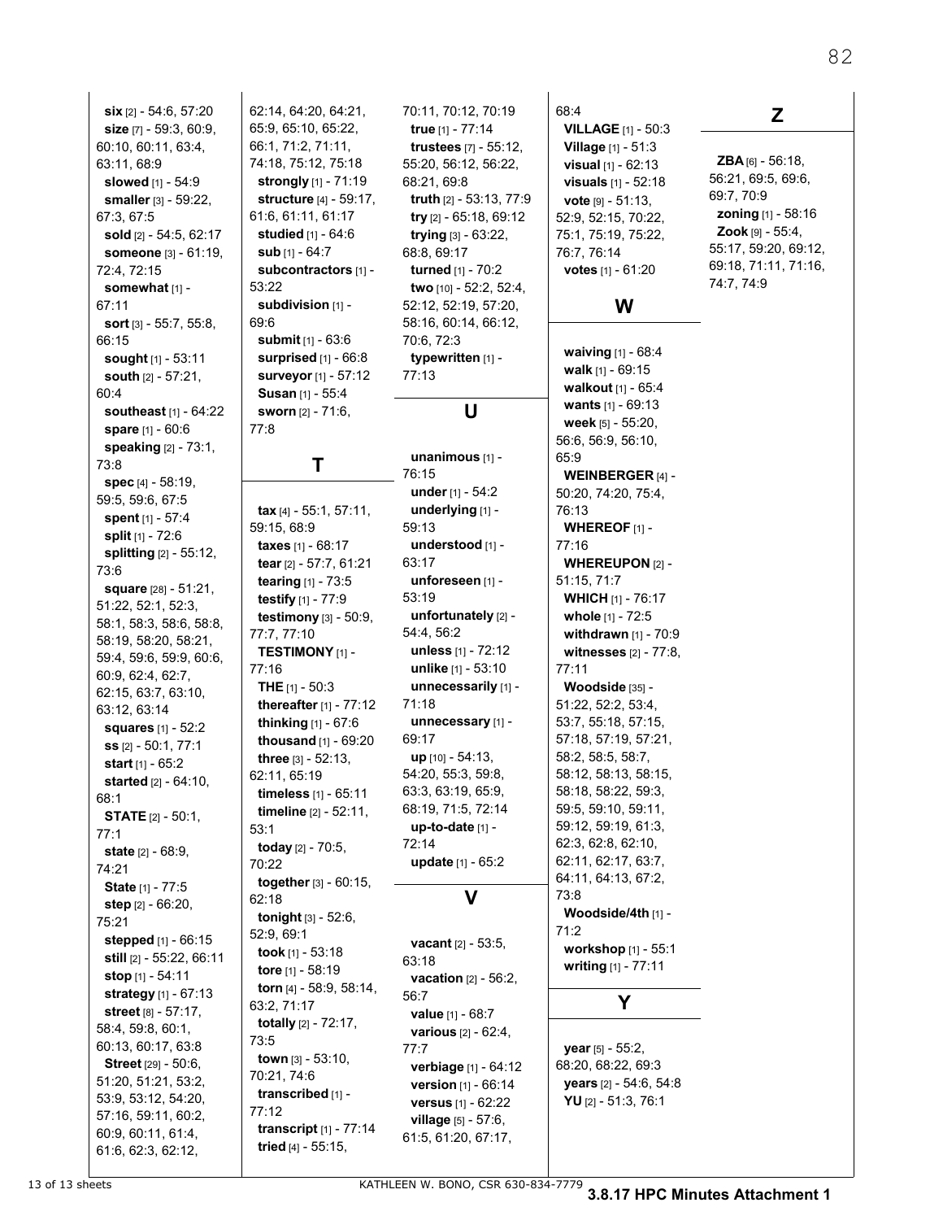**six** [2] - 54:6, 57:20
**size** [7] - 59:3, 60:9, 60:10, 60:11, 63:4, 63:11, 68:9
**slowed** [1] - 54:9
**smaller** [3] - 59:22, 67:3, 67:5
**sold** [2] - 54:5, 62:17
**someone** [3] - 61:19, 72:4, 72:15
**somewhat** [1] - 67:11
**sort** [3] - 55:7, 55:8, 66:15
**sought** [1] - 53:11
**south** [2] - 57:21, 60:4
**southeast** [1] - 64:22
**spare** [1] - 60:6
**speaking** [2] - 73:1, 73:8
**spec** [4] - 58:19, 59:5, 59:6, 67:5
**spent** [1] - 57:4
**split** [1] - 72:6
**splitting** [2] - 55:12, 73:6
**square** [28] - 51:21, 51:22, 52:1, 52:3, 58:1, 58:3, 58:6, 58:8, 58:19, 58:20, 58:21, 59:4, 59:6, 59:9, 60:6, 60:9, 62:4, 62:7, 62:15, 63:7, 63:10, 63:12, 63:14
**squares** [1] - 52:2
**ss** [2] - 50:1, 77:1
**start** [1] - 65:2
**started** [2] - 64:10, 68:1
**STATE** [2] - 50:1, 77:1
**state** [2] - 68:9, 74:21
**State** [1] - 77:5
**step** [2] - 66:20, 75:21
**stepped** [1] - 66:15
**still** [2] - 55:22, 66:11
**stop** [1] - 54:11
**strategy** [1] - 67:13
**street** [8] - 57:17, 58:4, 59:8, 60:1, 60:13, 60:17, 63:8
**Street** [29] - 50:6, 51:20, 51:21, 53:2, 53:9, 53:12, 54:20, 57:16, 59:11, 60:2, 60:9, 60:11, 61:4, 61:6, 62:3, 62:12, 62:14, 64:20, 64:21, 65:9, 65:10, 65:22, 66:1, 71:2, 71:11, 74:18, 75:12, 75:18
**strongly** [1] - 71:19
**structure** [4] - 59:17, 61:6, 61:11, 61:17
**studied** [1] - 64:6
**sub** [1] - 64:7
**subcontractors** [1] - 53:22
**subdivision** [1] - 69:6
**submit** [1] - 63:6
**surprised** [1] - 66:8
**surveyor** [1] - 57:12
**Susan** [1] - 55:4
**sworn** [2] - 71:6, 77:8

## T

**tax** [4] - 55:1, 57:11, 59:15, 68:9
**taxes** [1] - 68:17
**tear** [2] - 57:7, 61:21
**tearing** [1] - 73:5
**testify** [1] - 77:9
**testimony** [3] - 50:9, 77:7, 77:10
**TESTIMONY** [1] - 77:16
**THE** [1] - 50:3
**thereafter** [1] - 77:12
**thinking** [1] - 67:6
**thousand** [1] - 69:20
**three** [3] - 52:13, 62:11, 65:19
**timeless** [1] - 65:11
**timeline** [2] - 52:11, 53:1
**today** [2] - 70:5, 70:22
**together** [3] - 60:15, 62:18
**tonight** [3] - 52:6, 52:9, 69:1
**took** [1] - 53:18
**tore** [1] - 58:19
**torn** [4] - 58:9, 58:14, 63:2, 71:17
**totally** [2] - 72:17, 73:5
**town** [3] - 53:10, 70:21, 74:6
**transcribed** [1] - 77:12
**transcript** [1] - 77:14
**tried** [4] - 55:15, 70:11, 70:12, 70:19
**true** [1] - 77:14
**trustees** [7] - 55:12, 55:20, 56:12, 56:22, 68:21, 69:8
**truth** [2] - 53:13, 77:9
**try** [2] - 65:18, 69:12
**trying** [3] - 63:22, 68:8, 69:17
**turned** [1] - 70:2
**two** [10] - 52:2, 52:4, 52:12, 52:19, 57:20, 58:16, 60:14, 66:12, 70:6, 72:3
**typewritten** [1] - 77:13

## U

**unanimous** [1] - 76:15
**under** [1] - 54:2
**underlying** [1] - 59:13
**understood** [1] - 63:17
**unforeseen** [1] - 53:19
**unfortunately** [2] - 54:4, 56:2
**unless** [1] - 72:12
**unlike** [1] - 53:10
**unnecessarily** [1] - 71:18
**unnecessary** [1] - 69:17
**up** [10] - 54:13, 54:20, 55:3, 59:8, 63:3, 63:19, 65:9, 68:19, 71:5, 72:14
**up-to-date** [1] - 72:14
**update** [1] - 65:2

## V

**vacant** [2] - 53:5, 63:18
**vacation** [2] - 56:2, 56:7
**value** [1] - 68:7
**various** [2] - 62:4, 77:7
**verbiage** [1] - 64:12
**version** [1] - 66:14
**versus** [1] - 62:22
**village** [5] - 57:6, 61:5, 61:20, 67:17, 68:4
**VILLAGE** [1] - 50:3
**Village** [1] - 51:3
**visual** [1] - 62:13
**visuals** [1] - 52:18
**vote** [9] - 51:13, 52:9, 52:15, 70:22, 75:1, 75:19, 75:22, 76:7, 76:14
**votes** [1] - 61:20

## W

**waiving** [1] - 68:4
**walk** [1] - 69:15
**walkout** [1] - 65:4
**wants** [1] - 69:13
**week** [5] - 55:20, 56:6, 56:9, 56:10, 65:9
**WEINBERGER** [4] - 50:20, 74:20, 75:4, 76:13
**WHEREOF** [1] - 77:16
**WHEREUPON** [2] - 51:15, 71:7
**WHICH** [1] - 76:17
**whole** [1] - 72:5
**withdrawn** [1] - 70:9
**witnesses** [2] - 77:8, 77:11
**Woodside** [35] - 51:22, 52:2, 53:4, 53:7, 55:18, 57:15, 57:18, 57:19, 57:21, 58:2, 58:5, 58:7, 58:12, 58:13, 58:15, 58:18, 58:22, 59:3, 59:5, 59:10, 59:11, 59:12, 59:19, 61:3, 62:3, 62:8, 62:10, 62:11, 62:17, 63:7, 64:11, 64:13, 67:2, 73:8
**Woodside/4th** [1] - 71:2
**workshop** [1] - 55:1
**writing** [1] - 77:11

## Y

**year** [5] - 55:2, 68:20, 68:22, 69:3
**years** [2] - 54:6, 54:8
**YU** [2] - 51:3, 76:1

## Z

**ZBA** [6] - 56:18, 56:21, 69:5, 69:6, 69:7, 70:9
**zoning** [1] - 58:16
**Zook** [9] - 55:4, 55:17, 59:20, 69:12, 69:18, 71:11, 71:16, 74:7, 74:9

KATHLEEN W. BONO, CSR 630-834-7779

**3.8.17 HPC Minutes Attachment 1**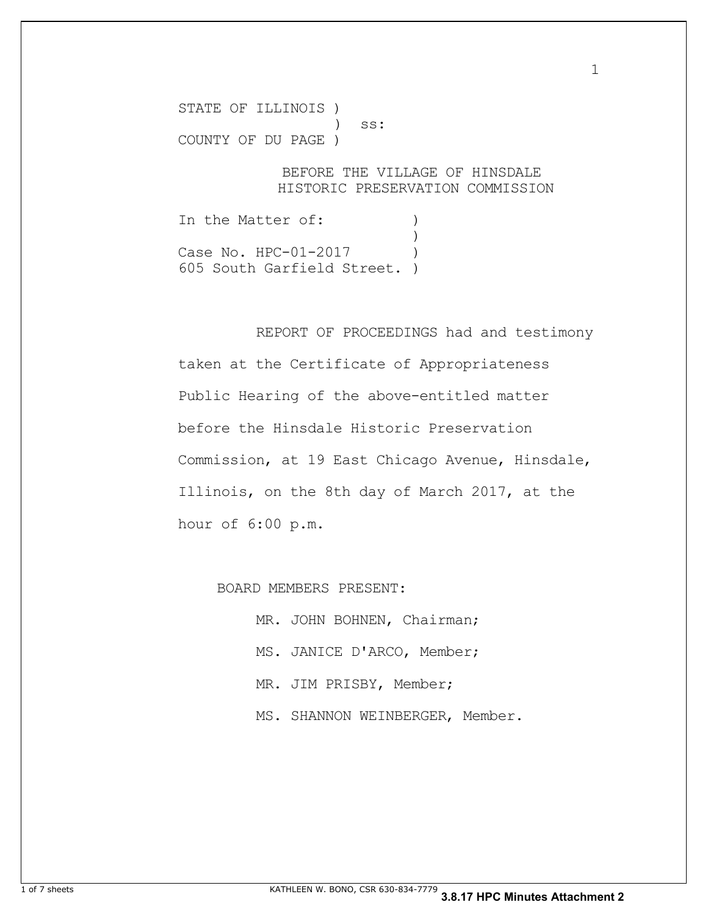STATE OF ILLINOIS )
) ss:
COUNTY OF DU PAGE )

BEFORE THE VILLAGE OF HINSDALE
HISTORIC PRESERVATION COMMISSION

In the Matter of: )
)
Case No. HPC-01-2017 )
605 South Garfield Street. )

REPORT OF PROCEEDINGS had and testimony taken at the Certificate of Appropriateness Public Hearing of the above-entitled matter before the Hinsdale Historic Preservation Commission, at 19 East Chicago Avenue, Hinsdale, Illinois, on the 8th day of March 2017, at the hour of 6:00 p.m.

BOARD MEMBERS PRESENT:

MR. JOHN BOHNEN, Chairman;

MS. JANICE D'ARCO, Member;

MR. JIM PRISBY, Member;

MS. SHANNON WEINBERGER, Member.

KATHLEEN W. BONO, CSR 630-834-7779

**3.8.17 HPC Minutes Attachment 2**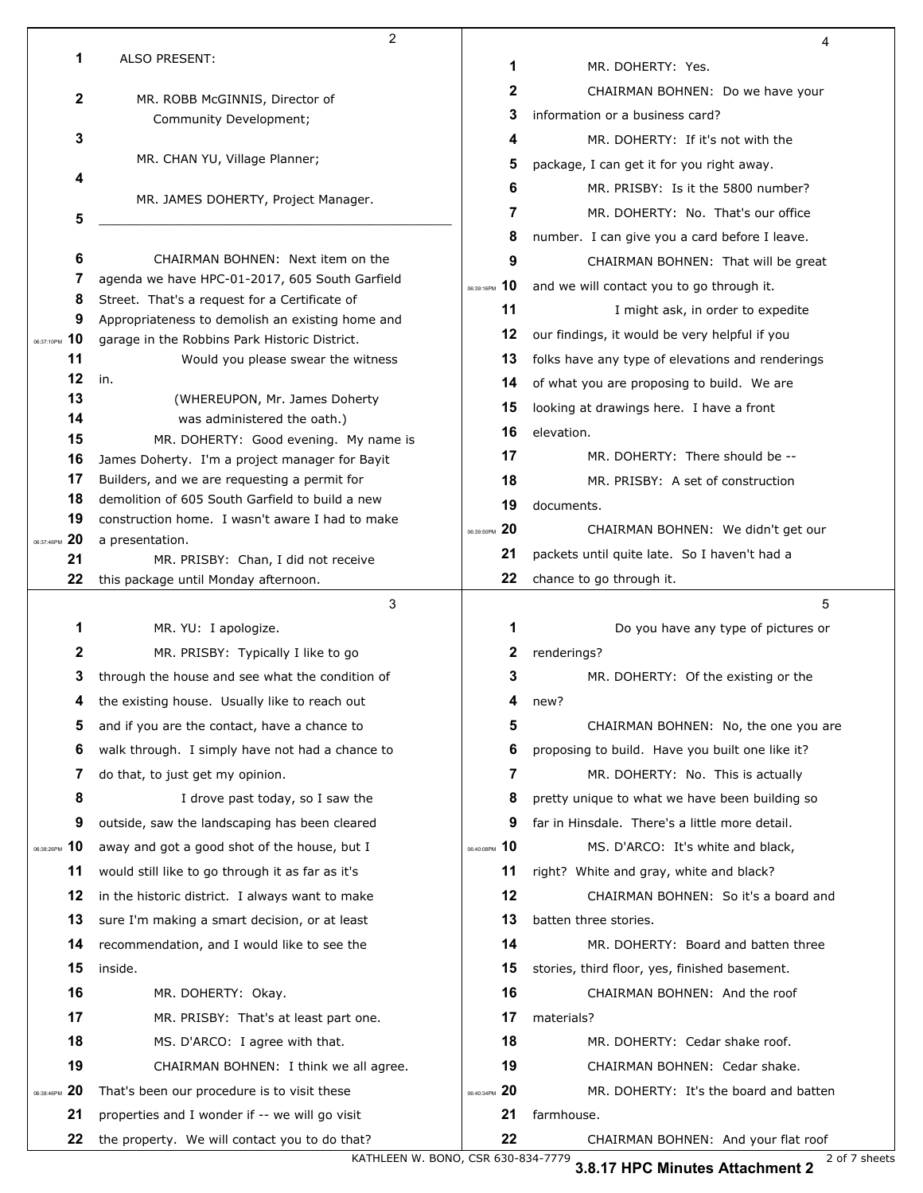ALSO PRESENT:

MR. ROBB McGINNIS, Director of Community Development;

MR. CHAN YU, Village Planner;

MR. JAMES DOHERTY, Project Manager.

---

CHAIRMAN BOHNEN: Next item on the agenda we have HPC-01-2017, 605 South Garfield Street. That's a request for a Certificate of Appropriateness to demolish an existing home and garage in the Robbins Park Historic District.

Would you please swear the witness in.

(WHEREUPON, Mr. James Doherty was administered the oath.)

MR. DOHERTY: Good evening. My name is James Doherty. I'm a project manager for Bayit Builders, and we are requesting a permit for demolition of 605 South Garfield to build a new construction home. I wasn't aware I had to make a presentation.

MR. PRISBY: Chan, I did not receive this package until Monday afternoon.

MR. YU: I apologize.

MR. PRISBY: Typically I like to go through the house and see what the condition of the existing house. Usually like to reach out and if you are the contact, have a chance to walk through. I simply have not had a chance to do that, to just get my opinion.

I drove past today, so I saw the outside, saw the landscaping has been cleared away and got a good shot of the house, but I would still like to go through it as far as it's in the historic district. I always want to make sure I'm making a smart decision, or at least recommendation, and I would like to see the inside.

MR. DOHERTY: Okay.

MR. PRISBY: That's at least part one.

MS. D'ARCO: I agree with that.

CHAIRMAN BOHNEN: I think we all agree. That's been our procedure is to visit these properties and I wonder if -- we will go visit the property. We will contact you to do that?

MR. DOHERTY: Yes.

CHAIRMAN BOHNEN: Do we have your information or a business card?

MR. DOHERTY: If it's not with the package, I can get it for you right away.

MR. PRISBY: Is it the 5800 number?

MR. DOHERTY: No. That's our office number. I can give you a card before I leave.

CHAIRMAN BOHNEN: That will be great and we will contact you to go through it.

I might ask, in order to expedite our findings, it would be very helpful if you folks have any type of elevations and renderings of what you are proposing to build. We are looking at drawings here. I have a front elevation.

MR. DOHERTY: There should be --

MR. PRISBY: A set of construction documents.

CHAIRMAN BOHNEN: We didn't get our packets until quite late. So I haven't had a chance to go through it.

Do you have any type of pictures or renderings?

MR. DOHERTY: Of the existing or the new?

CHAIRMAN BOHNEN: No, the one you are proposing to build. Have you built one like it?

MR. DOHERTY: No. This is actually pretty unique to what we have been building so far in Hinsdale. There's a little more detail.

MS. D'ARCO: It's white and black, right? White and gray, white and black?

CHAIRMAN BOHNEN: So it's a board and batten three stories.

MR. DOHERTY: Board and batten three stories, third floor, yes, finished basement.

CHAIRMAN BOHNEN: And the roof materials?

MR. DOHERTY: Cedar shake roof.

CHAIRMAN BOHNEN: Cedar shake.

MR. DOHERTY: It's the board and batten farmhouse.

CHAIRMAN BOHNEN: And your flat roof

KATHLEEN W. BONO, CSR 630-834-7779

**3.8.17 HPC Minutes Attachment 2**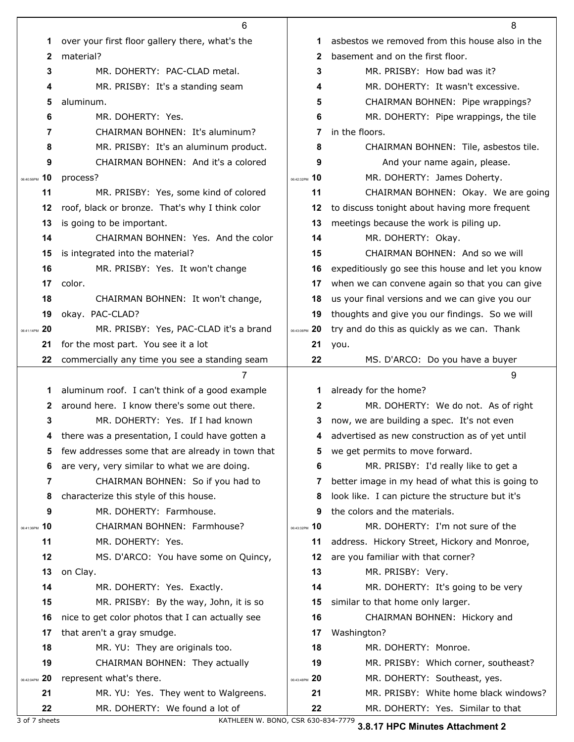over your first floor gallery there, what's the material?

MR. DOHERTY: PAC-CLAD metal.

MR. PRISBY: It's a standing seam aluminum.

MR. DOHERTY: Yes.

CHAIRMAN BOHNEN: It's aluminum?

MR. PRISBY: It's an aluminum product.

CHAIRMAN BOHNEN: And it's a colored process?

MR. PRISBY: Yes, some kind of colored roof, black or bronze. That's why I think color is going to be important.

CHAIRMAN BOHNEN: Yes. And the color is integrated into the material?

MR. PRISBY: Yes. It won't change color.

CHAIRMAN BOHNEN: It won't change, okay. PAC-CLAD?

MR. PRISBY: Yes, PAC-CLAD it's a brand for the most part. You see it a lot commercially any time you see a standing seam aluminum roof. I can't think of a good example around here. I know there's some out there.

MR. DOHERTY: Yes. If I had known there was a presentation, I could have gotten a few addresses some that are already in town that are very, very similar to what we are doing.

CHAIRMAN BOHNEN: So if you had to characterize this style of this house.

MR. DOHERTY: Farmhouse.

CHAIRMAN BOHNEN: Farmhouse?

MR. DOHERTY: Yes.

MS. D'ARCO: You have some on Quincy, on Clay.

MR. DOHERTY: Yes. Exactly.

MR. PRISBY: By the way, John, it is so nice to get color photos that I can actually see that aren't a gray smudge.

MR. YU: They are originals too.

CHAIRMAN BOHNEN: They actually represent what's there.

MR. YU: Yes. They went to Walgreens.

MR. DOHERTY: We found a lot of asbestos we removed from this house also in the basement and on the first floor.

MR. PRISBY: How bad was it?

MR. DOHERTY: It wasn't excessive.

CHAIRMAN BOHNEN: Pipe wrappings?

MR. DOHERTY: Pipe wrappings, the tile in the floors.

CHAIRMAN BOHNEN: Tile, asbestos tile. And your name again, please.

MR. DOHERTY: James Doherty.

CHAIRMAN BOHNEN: Okay. We are going to discuss tonight about having more frequent meetings because the work is piling up.

MR. DOHERTY: Okay.

CHAIRMAN BOHNEN: And so we will expeditiously go see this house and let you know when we can convene again so that you can give us your final versions and we can give you our thoughts and give you our findings. So we will try and do this as quickly as we can. Thank you.

MS. D'ARCO: Do you have a buyer already for the home?

MR. DOHERTY: We do not. As of right now, we are building a spec. It's not even advertised as new construction as of yet until we get permits to move forward.

MR. PRISBY: I'd really like to get a better image in my head of what this is going to look like. I can picture the structure but it's the colors and the materials.

MR. DOHERTY: I'm not sure of the address. Hickory Street, Hickory and Monroe, are you familiar with that corner?

MR. PRISBY: Very.

MR. DOHERTY: It's going to be very similar to that home only larger.

CHAIRMAN BOHNEN: Hickory and Washington?

MR. DOHERTY: Monroe.

MR. PRISBY: Which corner, southeast?

MR. DOHERTY: Southeast, yes.

MR. PRISBY: White home black windows?

MR. DOHERTY: Yes. Similar to that

**3.8.17 HPC Minutes Attachment 2**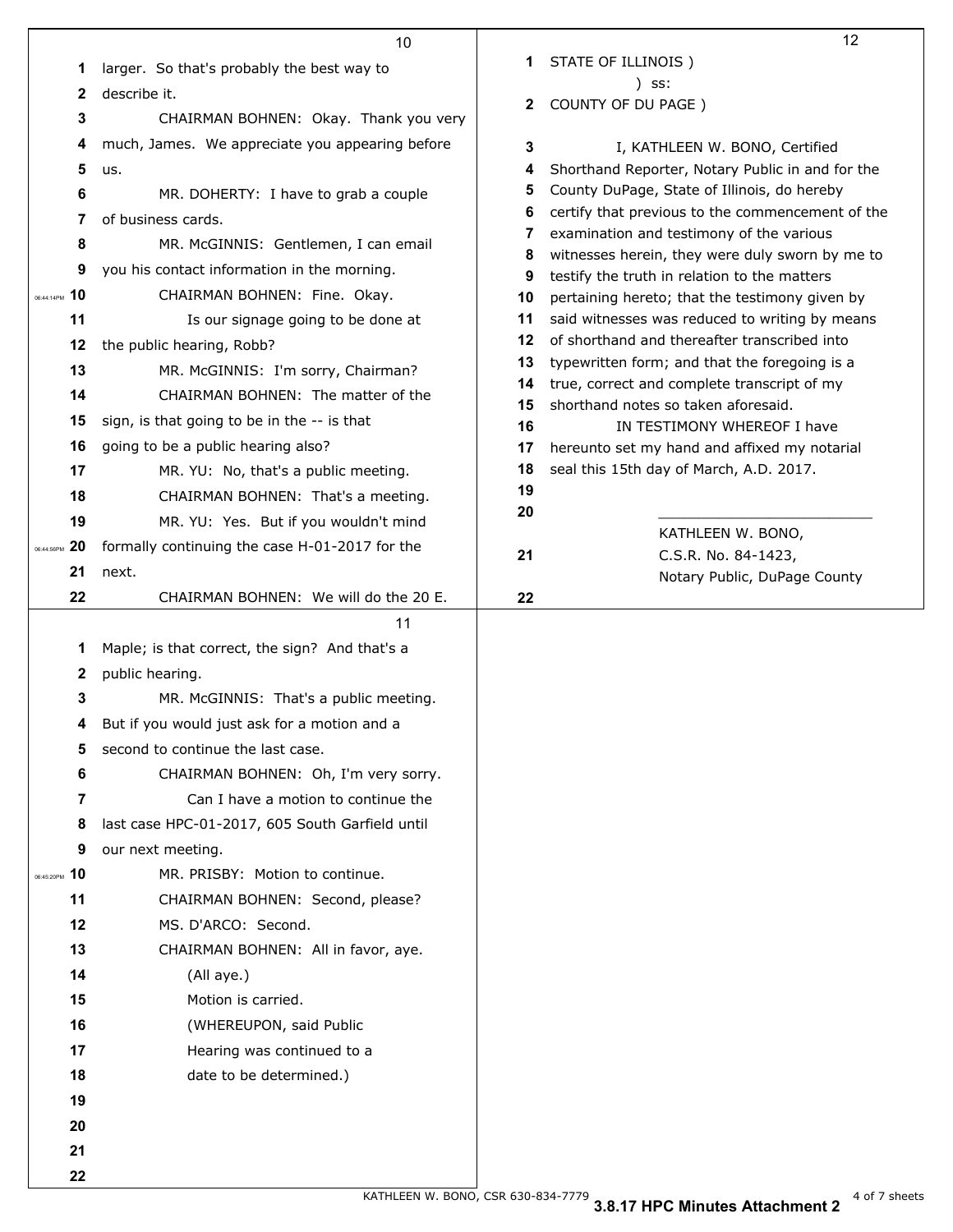larger. So that's probably the best way to describe it.

CHAIRMAN BOHNEN: Okay. Thank you very much, James. We appreciate you appearing before us.

MR. DOHERTY: I have to grab a couple of business cards.

MR. McGINNIS: Gentlemen, I can email you his contact information in the morning.

CHAIRMAN BOHNEN: Fine. Okay.

Is our signage going to be done at the public hearing, Robb?

MR. McGINNIS: I'm sorry, Chairman?

CHAIRMAN BOHNEN: The matter of the sign, is that going to be in the -- is that going to be a public hearing also?

MR. YU: No, that's a public meeting.

CHAIRMAN BOHNEN: That's a meeting.

MR. YU: Yes. But if you wouldn't mind formally continuing the case H-01-2017 for the next.

CHAIRMAN BOHNEN: We will do the 20 E. Maple; is that correct, the sign? And that's a public hearing.

MR. McGINNIS: That's a public meeting. But if you would just ask for a motion and a second to continue the last case.

CHAIRMAN BOHNEN: Oh, I'm very sorry.

Can I have a motion to continue the last case HPC-01-2017, 605 South Garfield until our next meeting.

MR. PRISBY: Motion to continue.

CHAIRMAN BOHNEN: Second, please?

MS. D'ARCO: Second.

CHAIRMAN BOHNEN: All in favor, aye.

(All aye.)

Motion is carried.

(WHEREUPON, said Public Hearing was continued to a date to be determined.)

STATE OF ILLINOIS )
) ss:
COUNTY OF DU PAGE )

I, KATHLEEN W. BONO, Certified Shorthand Reporter, Notary Public in and for the County DuPage, State of Illinois, do hereby certify that previous to the commencement of the examination and testimony of the various witnesses herein, they were duly sworn by me to testify the truth in relation to the matters pertaining hereto; that the testimony given by said witnesses was reduced to writing by means of shorthand and thereafter transcribed into typewritten form; and that the foregoing is a true, correct and complete transcript of my shorthand notes so taken aforesaid.

IN TESTIMONY WHEREOF I have hereunto set my hand and affixed my notarial seal this 15th day of March, A.D. 2017.

\_\_\_\_\_\_\_\_\_\_\_\_\_\_\_\_\_\_\_\_\_\_\_\_\_\_

KATHLEEN W. BONO,
C.S.R. No. 84-1423,
Notary Public, DuPage County

KATHLEEN W. BONO, CSR 630-834-7779

**3.8.17 HPC Minutes Attachment 2**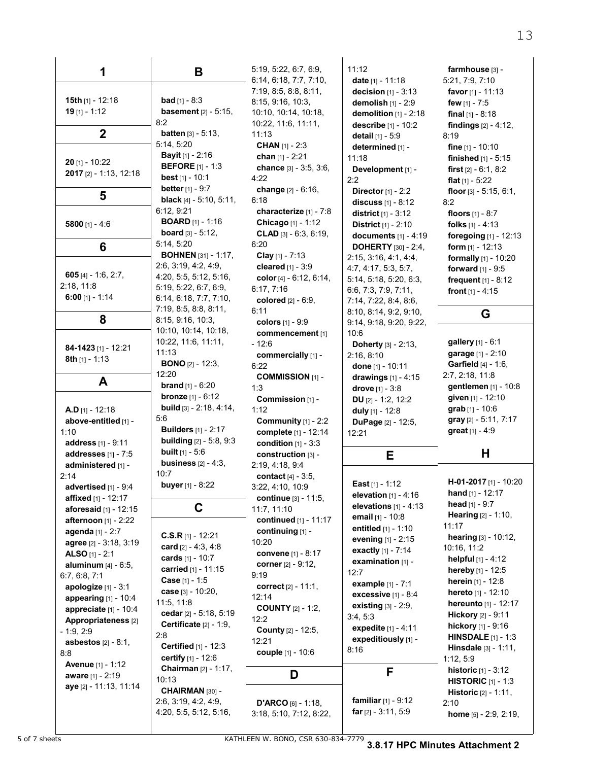## 1

**15th** [1] - 12:18
**19** [1] - 1:12

## 2

**20** [1] - 10:22
**2017** [2] - 1:13, 12:18

## 5

**5800** [1] - 4:6

## 6

**605** [4] - 1:6, 2:7, 2:18, 11:8
**6:00** [1] - 1:14

## 8

**84-1423** [1] - 12:21
**8th** [1] - 1:13

## A

**A.D** [1] - 12:18
**above-entitled** [1] - 1:10
**address** [1] - 9:11
**addresses** [1] - 7:5
**administered** [1] - 2:14
**advertised** [1] - 9:4
**affixed** [1] - 12:17
**aforesaid** [1] - 12:15
**afternoon** [1] - 2:22
**agenda** [1] - 2:7
**agree** [2] - 3:18, 3:19
**ALSO** [1] - 2:1
**aluminum** [4] - 6:5, 6:7, 6:8, 7:1
**apologize** [1] - 3:1
**appearing** [1] - 10:4
**appreciate** [1] - 10:4
**Appropriateness** [2] - 1:9, 2:9
**asbestos** [2] - 8:1, 8:8
**Avenue** [1] - 1:12
**aware** [1] - 2:19
**aye** [2] - 11:13, 11:14

## B

**bad** [1] - 8:3
**basement** [2] - 5:15, 8:2
**batten** [3] - 5:13, 5:14, 5:20
**Bayit** [1] - 2:16
**BEFORE** [1] - 1:3
**best** [1] - 10:1
**better** [1] - 9:7
**black** [4] - 5:10, 5:11, 6:12, 9:21
**BOARD** [1] - 1:16
**board** [3] - 5:12, 5:14, 5:20
**BOHNEN** [31] - 1:17, 2:6, 3:19, 4:2, 4:9, 4:20, 5:5, 5:12, 5:16, 5:19, 5:22, 6:7, 6:9, 6:14, 6:18, 7:7, 7:10, 7:19, 8:5, 8:8, 8:11, 8:15, 9:16, 10:3, 10:10, 10:14, 10:18, 10:22, 11:6, 11:11, 11:13
**BONO** [2] - 12:3, 12:20
**brand** [1] - 6:20
**bronze** [1] - 6:12
**build** [3] - 2:18, 4:14, 5:6
**Builders** [1] - 2:17
**building** [2] - 5:8, 9:3
**built** [1] - 5:6
**business** [2] - 4:3, 10:7
**buyer** [1] - 8:22

## C

**C.S.R** [1] - 12:21
**card** [2] - 4:3, 4:8
**cards** [1] - 10:7
**carried** [1] - 11:15
**Case** [1] - 1:5
**case** [3] - 10:20, 11:5, 11:8
**cedar** [2] - 5:18, 5:19
**Certificate** [2] - 1:9, 2:8
**Certified** [1] - 12:3
**certify** [1] - 12:6
**Chairman** [2] - 1:17, 10:13
**CHAIRMAN** [30] - 2:6, 3:19, 4:2, 4:9, 4:20, 5:5, 5:12, 5:16, 5:19, 5:22, 6:7, 6:9, 6:14, 6:18, 7:7, 7:10, 7:19, 8:5, 8:8, 8:11, 8:15, 9:16, 10:3, 10:10, 10:14, 10:18, 10:22, 11:6, 11:11, 11:13
**CHAN** [1] - 2:3
**chan** [1] - 2:21
**chance** [3] - 3:5, 3:6, 4:22
**change** [2] - 6:16, 6:18
**characterize** [1] - 7:8
**Chicago** [1] - 1:12
**CLAD** [3] - 6:3, 6:19, 6:20
**Clay** [1] - 7:13
**cleared** [1] - 3:9
**color** [4] - 6:12, 6:14, 6:17, 7:16
**colored** [2] - 6:9, 6:11
**colors** [1] - 9:9
**commencement** [1] - 12:6
**commercially** [1] - 6:22
**COMMISSION** [1] - 1:3
**Commission** [1] - 1:12
**Community** [1] - 2:2
**complete** [1] - 12:14
**condition** [1] - 3:3
**construction** [3] - 2:19, 4:18, 9:4
**contact** [4] - 3:5, 3:22, 4:10, 10:9
**continue** [3] - 11:5, 11:7, 11:10
**continued** [1] - 11:17
**continuing** [1] - 10:20
**convene** [1] - 8:17
**corner** [2] - 9:12, 9:19
**correct** [2] - 11:1, 12:14
**COUNTY** [2] - 1:2, 12:2
**County** [2] - 12:5, 12:21
**couple** [1] - 10:6

## D

**D'ARCO** [6] - 1:18, 3:18, 5:10, 7:12, 8:22, 11:12
**date** [1] - 11:18
**decision** [1] - 3:13
**demolish** [1] - 2:9
**demolition** [1] - 2:18
**describe** [1] - 10:2
**detail** [1] - 5:9
**determined** [1] - 11:18
**Development** [1] - 2:2
**Director** [1] - 2:2
**discuss** [1] - 8:12
**district** [1] - 3:12
**District** [1] - 2:10
**documents** [1] - 4:19
**DOHERTY** [30] - 2:4, 2:15, 3:16, 4:1, 4:4, 4:7, 4:17, 5:3, 5:7, 5:14, 5:18, 5:20, 6:3, 6:6, 7:3, 7:9, 7:11, 7:14, 7:22, 8:4, 8:6, 8:10, 8:14, 9:2, 9:10, 9:14, 9:18, 9:20, 9:22, 10:6
**Doherty** [3] - 2:13, 2:16, 8:10
**done** [1] - 10:11
**drawings** [1] - 4:15
**drove** [1] - 3:8
**DU** [2] - 1:2, 12:2
**duly** [1] - 12:8
**DuPage** [2] - 12:5, 12:21

## E

**East** [1] - 1:12
**elevation** [1] - 4:16
**elevations** [1] - 4:13
**email** [1] - 10:8
**entitled** [1] - 1:10
**evening** [1] - 2:15
**exactly** [1] - 7:14
**examination** [1] - 12:7
**example** [1] - 7:1
**excessive** [1] - 8:4
**existing** [3] - 2:9, 3:4, 5:3
**expedite** [1] - 4:11
**expeditiously** [1] - 8:16

## F

**familiar** [1] - 9:12
**far** [2] - 3:11, 5:9
**farmhouse** [3] - 5:21, 7:9, 7:10
**favor** [1] - 11:13
**few** [1] - 7:5
**final** [1] - 8:18
**findings** [2] - 4:12, 8:19
**fine** [1] - 10:10
**finished** [1] - 5:15
**first** [2] - 6:1, 8:2
**flat** [1] - 5:22
**floor** [3] - 5:15, 6:1, 8:2
**floors** [1] - 8:7
**folks** [1] - 4:13
**foregoing** [1] - 12:13
**form** [1] - 12:13
**formally** [1] - 10:20
**forward** [1] - 9:5
**frequent** [1] - 8:12
**front** [1] - 4:15

## G

**gallery** [1] - 6:1
**garage** [1] - 2:10
**Garfield** [4] - 1:6, 2:7, 2:18, 11:8
**gentlemen** [1] - 10:8
**given** [1] - 12:10
**grab** [1] - 10:6
**gray** [2] - 5:11, 7:17
**great** [1] - 4:9

## H

**H-01-2017** [1] - 10:20
**hand** [1] - 12:17
**head** [1] - 9:7
**Hearing** [2] - 1:10, 11:17
**hearing** [3] - 10:12, 10:16, 11:2
**helpful** [1] - 4:12
**hereby** [1] - 12:5
**herein** [1] - 12:8
**hereto** [1] - 12:10
**hereunto** [1] - 12:17
**Hickory** [2] - 9:11
**hickory** [1] - 9:16
**HINSDALE** [1] - 1:3
**Hinsdale** [3] - 1:11, 1:12, 5:9
**historic** [1] - 3:12
**HISTORIC** [1] - 1:3
**Historic** [2] - 1:11, 2:10
**home** [5] - 2:9, 2:19,

3.8.17 HPC Minutes Attachment 2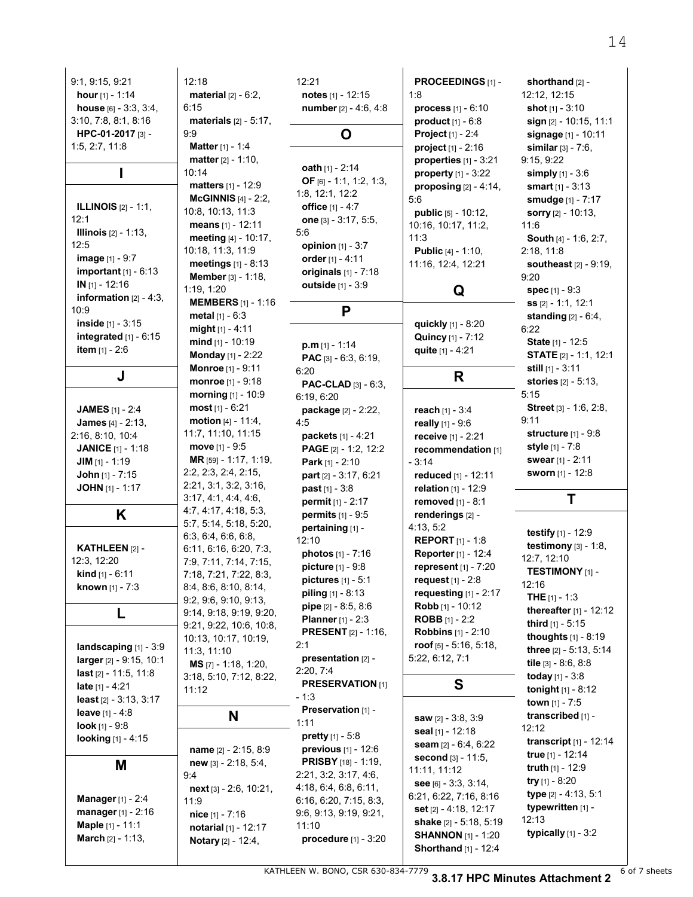9:1, 9:15, 9:21
**hour** [1] - 1:14
**house** [6] - 3:3, 3:4, 3:10, 7:8, 8:1, 8:16
**HPC-01-2017** [3] - 1:5, 2:7, 11:8

### I

**ILLINOIS** [2] - 1:1, 12:1
**Illinois** [2] - 1:13, 12:5
**image** [1] - 9:7
**important** [1] - 6:13
**IN** [1] - 12:16
**information** [2] - 4:3, 10:9
**inside** [1] - 3:15
**integrated** [1] - 6:15
**item** [1] - 2:6

### J

**JAMES** [1] - 2:4
**James** [4] - 2:13, 2:16, 8:10, 10:4
**JANICE** [1] - 1:18
**JIM** [1] - 1:19
**John** [1] - 7:15
**JOHN** [1] - 1:17

### K

**KATHLEEN** [2] - 12:3, 12:20
**kind** [1] - 6:11
**known** [1] - 7:3

### L

**landscaping** [1] - 3:9
**larger** [2] - 9:15, 10:1
**last** [2] - 11:5, 11:8
**late** [1] - 4:21
**least** [2] - 3:13, 3:17
**leave** [1] - 4:8
**look** [1] - 9:8
**looking** [1] - 4:15

### M

**Manager** [1] - 2:4
**manager** [1] - 2:16
**Maple** [1] - 11:1
**March** [2] - 1:13, 12:18
**material** [2] - 6:2, 6:15
**materials** [2] - 5:17, 9:9
**Matter** [1] - 1:4
**matter** [2] - 1:10, 10:14
**matters** [1] - 12:9
**McGINNIS** [4] - 2:2, 10:8, 10:13, 11:3
**means** [1] - 12:11
**meeting** [4] - 10:17, 10:18, 11:3, 11:9
**meetings** [1] - 8:13
**Member** [3] - 1:18, 1:19, 1:20
**MEMBERS** [1] - 1:16
**metal** [1] - 6:3
**might** [1] - 4:11
**mind** [1] - 10:19
**Monday** [1] - 2:22
**Monroe** [1] - 9:11
**monroe** [1] - 9:18
**morning** [1] - 10:9
**most** [1] - 6:21
**motion** [4] - 11:4, 11:7, 11:10, 11:15
**move** [1] - 9:5
**MR** [59] - 1:17, 1:19, 2:2, 2:3, 2:4, 2:15, 2:21, 3:1, 3:2, 3:16, 3:17, 4:1, 4:4, 4:6, 4:7, 4:17, 4:18, 5:3, 5:7, 5:14, 5:18, 5:20, 6:3, 6:4, 6:6, 6:8, 6:11, 6:16, 6:20, 7:3, 7:9, 7:11, 7:14, 7:15, 7:18, 7:21, 7:22, 8:3, 8:4, 8:6, 8:10, 8:14, 9:2, 9:6, 9:10, 9:13, 9:14, 9:18, 9:19, 9:20, 9:21, 9:22, 10:6, 10:8, 10:13, 10:17, 10:19, 11:3, 11:10
**MS** [7] - 1:18, 1:20, 3:18, 5:10, 7:12, 8:22, 11:12

### N

**name** [2] - 2:15, 8:9
**new** [3] - 2:18, 5:4, 9:4
**next** [3] - 2:6, 10:21, 11:9
**nice** [1] - 7:16
**notarial** [1] - 12:17
**Notary** [2] - 12:4, 12:21
**notes** [1] - 12:15
**number** [2] - 4:6, 4:8

### O

**oath** [1] - 2:14
**OF** [6] - 1:1, 1:2, 1:3, 1:8, 12:1, 12:2
**office** [1] - 4:7
**one** [3] - 3:17, 5:5, 5:6
**opinion** [1] - 3:7
**order** [1] - 4:11
**originals** [1] - 7:18
**outside** [1] - 3:9

### P

**p.m** [1] - 1:14
**PAC** [3] - 6:3, 6:19, 6:20
**PAC-CLAD** [3] - 6:3, 6:19, 6:20
**package** [2] - 2:22, 4:5
**packets** [1] - 4:21
**PAGE** [2] - 1:2, 12:2
**Park** [1] - 2:10
**part** [2] - 3:17, 6:21
**past** [1] - 3:8
**permit** [1] - 2:17
**permits** [1] - 9:5
**pertaining** [1] - 12:10
**photos** [1] - 7:16
**picture** [1] - 9:8
**pictures** [1] - 5:1
**piling** [1] - 8:13
**pipe** [2] - 8:5, 8:6
**Planner** [1] - 2:3
**PRESENT** [2] - 1:16, 2:1
**presentation** [2] - 2:20, 7:4
**PRESERVATION** [1] - 1:3
**Preservation** [1] - 1:11
**pretty** [1] - 5:8
**previous** [1] - 12:6
**PRISBY** [18] - 1:19, 2:21, 3:2, 3:17, 4:6, 4:18, 6:4, 6:8, 6:11, 6:16, 6:20, 7:15, 8:3, 9:6, 9:13, 9:19, 9:21, 11:10
**procedure** [1] - 3:20
**PROCEEDINGS** [1] - 1:8
**process** [1] - 6:10
**product** [1] - 6:8
**Project** [1] - 2:4
**project** [1] - 2:16
**properties** [1] - 3:21
**property** [1] - 3:22
**proposing** [2] - 4:14, 5:6
**public** [5] - 10:12, 10:16, 10:17, 11:2, 11:3
**Public** [4] - 1:10, 11:16, 12:4, 12:21

### Q

**quickly** [1] - 8:20
**Quincy** [1] - 7:12
**quite** [1] - 4:21

### R

**reach** [1] - 3:4
**really** [1] - 9:6
**receive** [1] - 2:21
**recommendation** [1] - 3:14
**reduced** [1] - 12:11
**relation** [1] - 12:9
**removed** [1] - 8:1
**renderings** [2] - 4:13, 5:2
**REPORT** [1] - 1:8
**Reporter** [1] - 12:4
**represent** [1] - 7:20
**request** [1] - 2:8
**requesting** [1] - 2:17
**Robb** [1] - 10:12
**ROBB** [1] - 2:2
**Robbins** [1] - 2:10
**roof** [5] - 5:16, 5:18, 5:22, 6:12, 7:1

### S

**saw** [2] - 3:8, 3:9
**seal** [1] - 12:18
**seam** [2] - 6:4, 6:22
**second** [3] - 11:5, 11:11, 11:12
**see** [6] - 3:3, 3:14, 6:21, 6:22, 7:16, 8:16
**set** [2] - 4:18, 12:17
**shake** [2] - 5:18, 5:19
**SHANNON** [1] - 1:20
**Shorthand** [1] - 12:4
**shorthand** [2] - 12:12, 12:15
**shot** [1] - 3:10
**sign** [2] - 10:15, 11:1
**signage** [1] - 10:11
**similar** [3] - 7:6, 9:15, 9:22
**simply** [1] - 3:6
**smart** [1] - 3:13
**smudge** [1] - 7:17
**sorry** [2] - 10:13, 11:6
**South** [4] - 1:6, 2:7, 2:18, 11:8
**southeast** [2] - 9:19, 9:20
**spec** [1] - 9:3
**ss** [2] - 1:1, 12:1
**standing** [2] - 6:4, 6:22
**State** [1] - 12:5
**STATE** [2] - 1:1, 12:1
**still** [1] - 3:11
**stories** [2] - 5:13, 5:15
**Street** [3] - 1:6, 2:8, 9:11
**structure** [1] - 9:8
**style** [1] - 7:8
**swear** [1] - 2:11
**sworn** [1] - 12:8

### T

**testify** [1] - 12:9
**testimony** [3] - 1:8, 12:7, 12:10
**TESTIMONY** [1] - 12:16
**THE** [1] - 1:3
**thereafter** [1] - 12:12
**third** [1] - 5:15
**thoughts** [1] - 8:19
**three** [2] - 5:13, 5:14
**tile** [3] - 8:6, 8:8
**today** [1] - 3:8
**tonight** [1] - 8:12
**town** [1] - 7:5
**transcribed** [1] - 12:12
**transcript** [1] - 12:14
**true** [1] - 12:14
**truth** [1] - 12:9
**try** [1] - 8:20
**type** [2] - 4:13, 5:1
**typewritten** [1] - 12:13
**typically** [1] - 3:2

KATHLEEN W. BONO, CSR 630-834-7779

**3.8.17 HPC Minutes Attachment 2**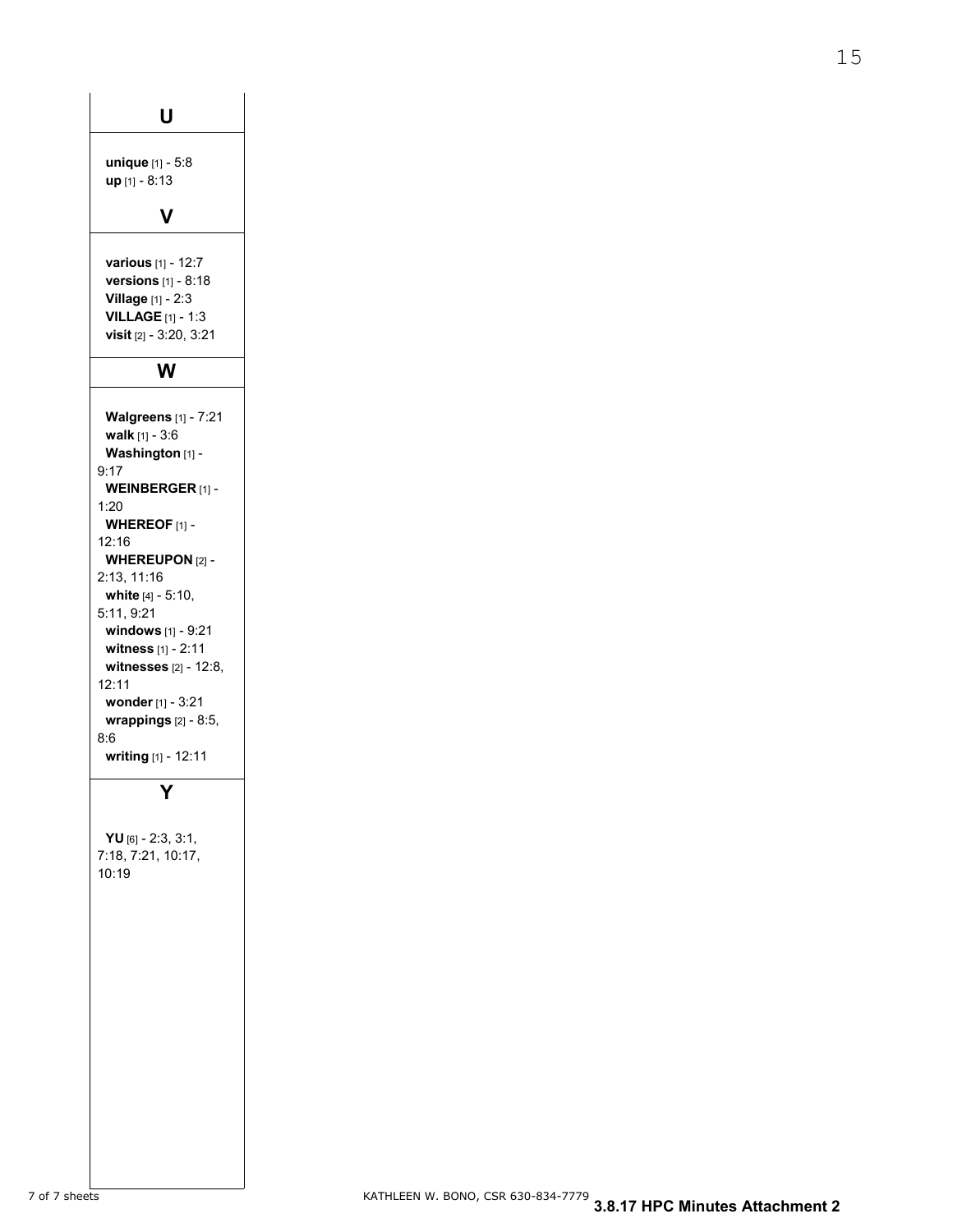## U

**unique** [1] - 5:8
**up** [1] - 8:13

## V

**various** [1] - 12:7
**versions** [1] - 8:18
**Village** [1] - 2:3
**VILLAGE** [1] - 1:3
**visit** [2] - 3:20, 3:21

## W

**Walgreens** [1] - 7:21
**walk** [1] - 3:6
**Washington** [1] - 9:17
**WEINBERGER** [1] - 1:20
**WHEREOF** [1] - 12:16
**WHEREUPON** [2] - 2:13, 11:16
**white** [4] - 5:10, 5:11, 9:21
**windows** [1] - 9:21
**witness** [1] - 2:11
**witnesses** [2] - 12:8, 12:11
**wonder** [1] - 3:21
**wrappings** [2] - 8:5, 8:6
**writing** [1] - 12:11

## Y

**YU** [6] - 2:3, 3:1, 7:18, 7:21, 10:17, 10:19

KATHLEEN W. BONO, CSR 630-834-7779

**3.8.17 HPC Minutes Attachment 2**